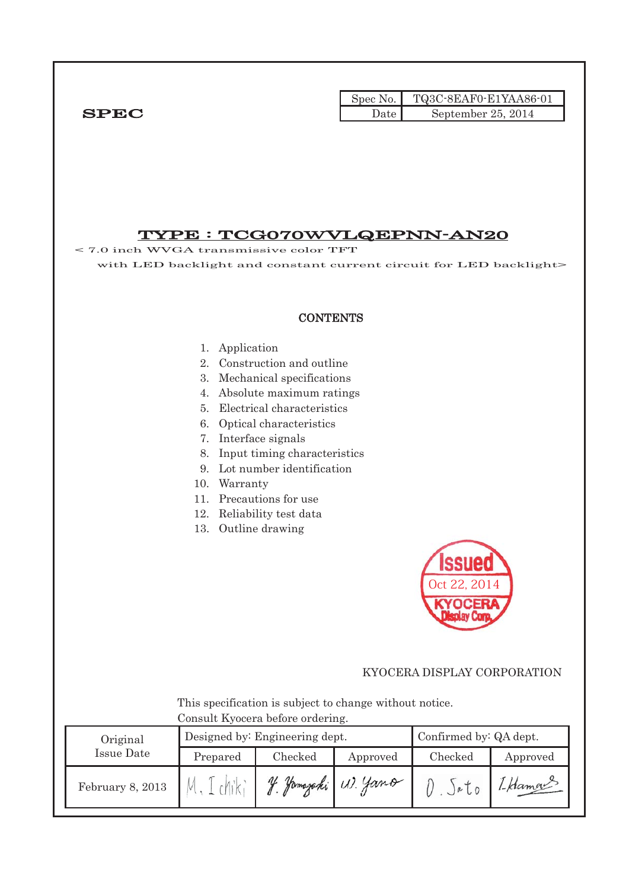**SPEC**

| Spec No. | TQ3C-8EAF0-E1YAA86-01 |
|---|---|
| Date | September 25, 2014 |

# TYPE : TCG070WVLQEPNN-AN20

< 7.0 inch WVGA transmissive color TFT
with LED backlight and constant current circuit for LED backlight>

## CONTENTS

1. Application
2. Construction and outline
3. Mechanical specifications
4. Absolute maximum ratings
5. Electrical characteristics
6. Optical characteristics
7. Interface signals
8. Input timing characteristics
9. Lot number identification
10. Warranty
11. Precautions for use
12. Reliability test data
13. Outline drawing

Issued
Oct 22, 2014
KYOCERA Display Corp.

KYOCERA DISPLAY CORPORATION

This specification is subject to change without notice.
Consult Kyocera before ordering.

| Original Issue Date | Designed by: Engineering dept. | | | Confirmed by: QA dept. | |
|---|---|---|---|---|---|
| | Prepared | Checked | Approved | Checked | Approved |
| February 8, 2013 | M. Ichiki | Y. Yamazaki | W. Yano | O. Sato | I. Hamao |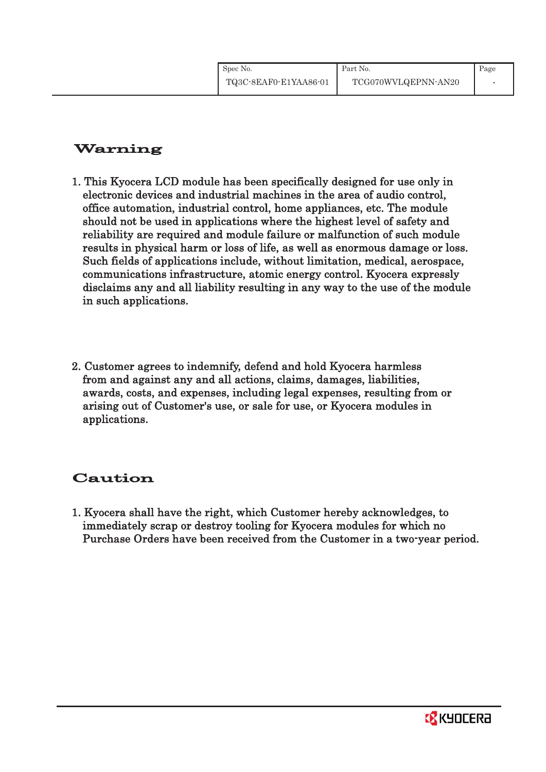## Warning

1. This Kyocera LCD module has been specifically designed for use only in electronic devices and industrial machines in the area of audio control, office automation, industrial control, home appliances, etc. The module should not be used in applications where the highest level of safety and reliability are required and module failure or malfunction of such module results in physical harm or loss of life, as well as enormous damage or loss. Such fields of applications include, without limitation, medical, aerospace, communications infrastructure, atomic energy control. Kyocera expressly disclaims any and all liability resulting in any way to the use of the module in such applications.

2. Customer agrees to indemnify, defend and hold Kyocera harmless from and against any and all actions, claims, damages, liabilities, awards, costs, and expenses, including legal expenses, resulting from or arising out of Customer's use, or sale for use, or Kyocera modules in applications.

## Caution

1. Kyocera shall have the right, which Customer hereby acknowledges, to immediately scrap or destroy tooling for Kyocera modules for which no Purchase Orders have been received from the Customer in a two-year period.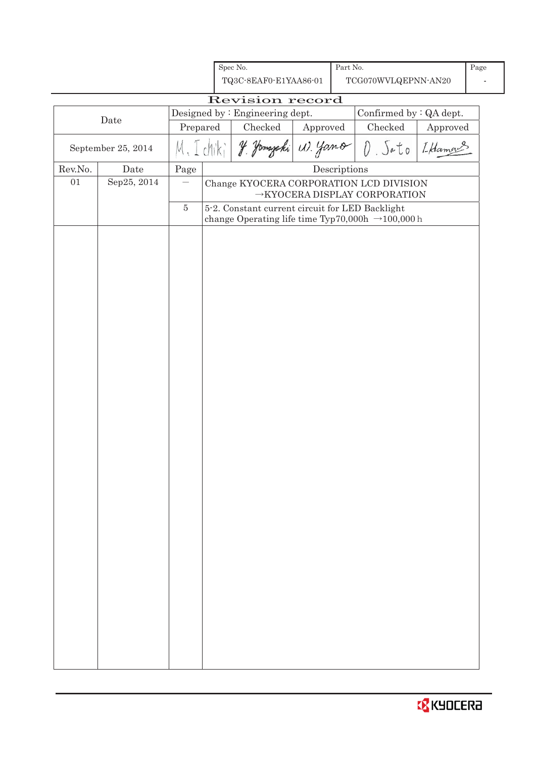| Spec No. | Part No. | Page |
|---|---|---|
| TQ3C-8EAF0-E1YAA86-01 | TCG070WVLQEPNN-AN20 | - |

# Revision record

| Date | Designed by : Engineering dept. | | | Confirmed by : QA dept. | |
|---|---|---|---|---|---|
| | Prepared | Checked | Approved | Checked | Approved |
| September 25, 2014 | M. Ichiki | Y. Yamazaki | W. Yano | O. Sato | I. Hamano |

| Rev.No. | Date | Page | Descriptions |
|---|---|---|---|
| 01 | Sep25, 2014 | — | Change KYOCERA CORPORATION LCD DIVISION →KYOCERA DISPLAY CORPORATION |
| | | 5 | 5-2. Constant current circuit for LED Backlight change Operating life time Typ70,000h →100,000 h |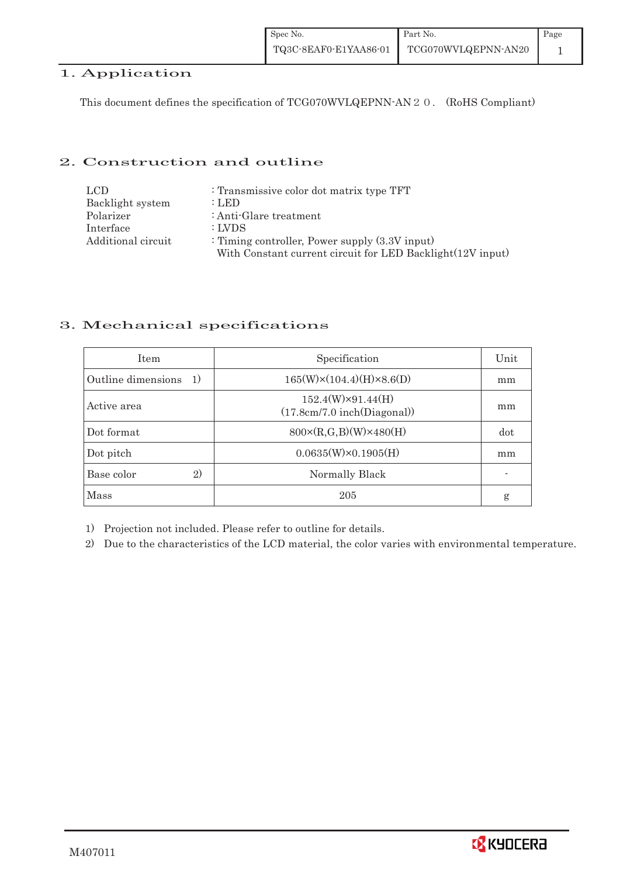## 1. Application

This document defines the specification of TCG070WVLQEPNN-AN２０. (RoHS Compliant)

## 2. Construction and outline

| | |
|---|---|
| LCD | : Transmissive color dot matrix type TFT |
| Backlight system | : LED |
| Polarizer | : Anti-Glare treatment |
| Interface | : LVDS |
| Additional circuit | : Timing controller, Power supply (3.3V input) With Constant current circuit for LED Backlight(12V input) |

## 3. Mechanical specifications

| Item | Specification | Unit |
|---|---|---|
| Outline dimensions 1) | 165(W)×(104.4)(H)×8.6(D) | mm |
| Active area | 152.4(W)×91.44(H) (17.8cm/7.0 inch(Diagonal)) | mm |
| Dot format | 800×(R,G,B)(W)×480(H) | dot |
| Dot pitch | 0.0635(W)×0.1905(H) | mm |
| Base color 2) | Normally Black | - |
| Mass | 205 | g |

1) Projection not included. Please refer to outline for details.

2) Due to the characteristics of the LCD material, the color varies with environmental temperature.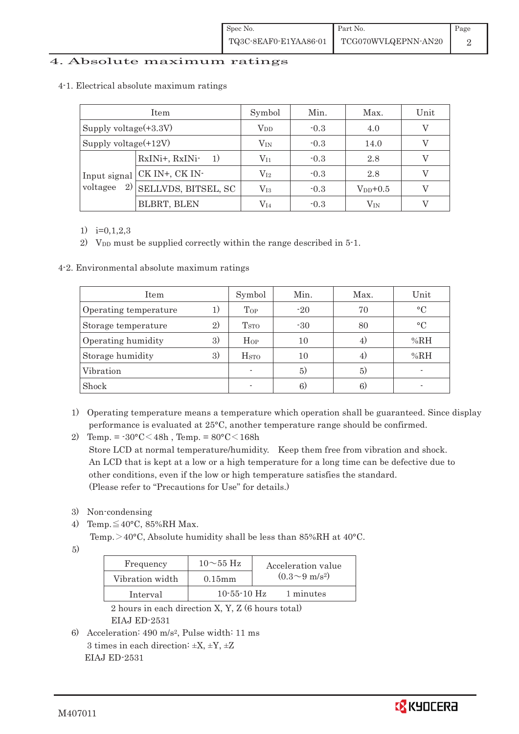# 4. Absolute maximum ratings

## 4-1. Electrical absolute maximum ratings

| Item | | Symbol | Min. | Max. | Unit |
|---|---|---|---|---|---|
| Supply voltage(+3.3V) | | $V_{DD}$ | -0.3 | 4.0 | V |
| Supply voltage(+12V) | | $V_{IN}$ | -0.3 | 14.0 | V |
| Input signal voltagee 2) | RxINi+, RxINi- 1) | $V_{I1}$ | -0.3 | 2.8 | V |
| | CK IN+, CK IN- | $V_{I2}$ | -0.3 | 2.8 | V |
| | SELLVDS, BITSEL, SC | $V_{I3}$ | -0.3 | $V_{DD}$+0.5 | V |
| | BLBRT, BLEN | $V_{I4}$ | -0.3 | $V_{IN}$ | V |

1) i=0,1,2,3
2) $V_{DD}$ must be supplied correctly within the range described in 5-1.

## 4-2. Environmental absolute maximum ratings

| Item | Symbol | Min. | Max. | Unit |
|---|---|---|---|---|
| Operating temperature 1) | $T_{OP}$ | -20 | 70 | °C |
| Storage temperature 2) | $T_{STO}$ | -30 | 80 | °C |
| Operating humidity 3) | $H_{OP}$ | 10 | 4) | %RH |
| Storage humidity 3) | $H_{STO}$ | 10 | 4) | %RH |
| Vibration | - | 5) | 5) | - |
| Shock | - | 6) | 6) | - |

1) Operating temperature means a temperature which operation shall be guaranteed. Since display performance is evaluated at 25°C, another temperature range should be confirmed.
2) Temp. = -30°C<48h , Temp. = 80°C<168h
   Store LCD at normal temperature/humidity. Keep them free from vibration and shock.
   An LCD that is kept at a low or a high temperature for a long time can be defective due to other conditions, even if the low or high temperature satisfies the standard.
   (Please refer to "Precautions for Use" for details.)
3) Non-condensing
4) Temp.≦40°C, 85%RH Max.
   Temp.>40°C, Absolute humidity shall be less than 85%RH at 40°C.
5)

| Frequency | 10~55 Hz | Acceleration value (0.3~9 m/s²) |
|---|---|---|
| Vibration width | 0.15mm | |
| Interval | 10-55-10 Hz | 1 minutes |

   2 hours in each direction X, Y, Z (6 hours total)
   EIAJ ED-2531
6) Acceleration: 490 m/s², Pulse width: 11 ms
   3 times in each direction: ±X, ±Y, ±Z
   EIAJ ED-2531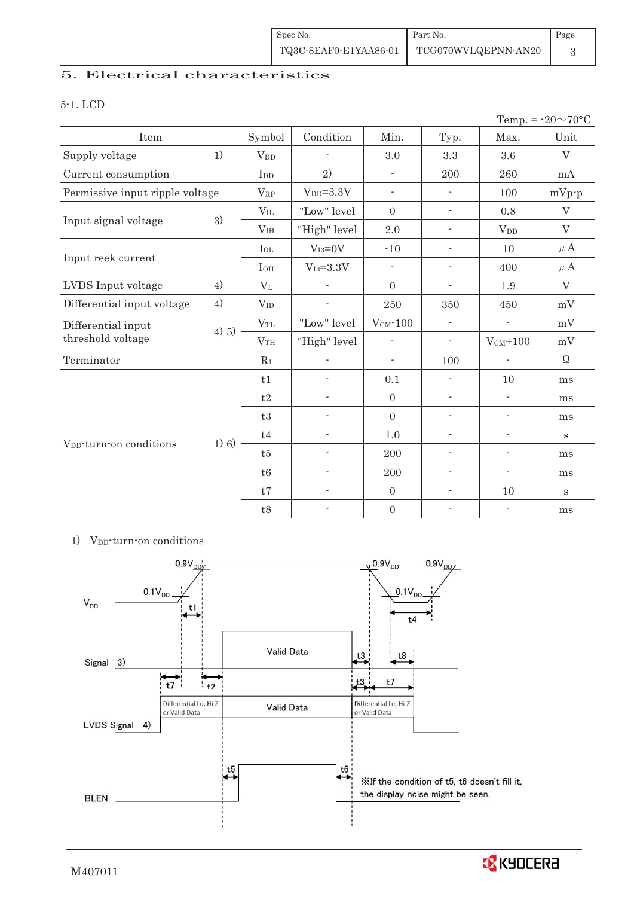## 5. Electrical characteristics

### 5-1. LCD

Temp. = -20～70°C

| Item | | Symbol | Condition | Min. | Typ. | Max. | Unit |
|---|---|---|---|---|---|---|---|
| Supply voltage | 1) | $V_{DD}$ | - | 3.0 | 3.3 | 3.6 | V |
| Current consumption | | $I_{DD}$ | 2) | - | 200 | 260 | mA |
| Permissive input ripple voltage | | $V_{RP}$ | $V_{DD}$=3.3V | - | - | 100 | mVp-p |
| Input signal voltage | 3) | $V_{IL}$ | "Low" level | 0 | - | 0.8 | V |
| | | $V_{IH}$ | "High" level | 2.0 | - | $V_{DD}$ | V |
| Input reek current | | $I_{OL}$ | $V_{I3}$=0V | -10 | - | 10 | μA |
| | | $I_{OH}$ | $V_{I3}$=3.3V | - | - | 400 | μA |
| LVDS Input voltage | 4) | $V_L$ | - | 0 | - | 1.9 | V |
| Differential input voltage | 4) | $V_{ID}$ | - | 250 | 350 | 450 | mV |
| Differential input threshold voltage | 4) 5) | $V_{TL}$ | "Low" level | $V_{CM}$-100 | - | - | mV |
| | | $V_{TH}$ | "High" level | - | - | $V_{CM}$+100 | mV |
| Terminator | | $R_1$ | - | - | 100 | - | Ω |
| $V_{DD}$-turn-on conditions | 1) 6) | t1 | - | 0.1 | - | 10 | ms |
| | | t2 | - | 0 | - | - | ms |
| | | t3 | - | 0 | - | - | ms |
| | | t4 | - | 1.0 | - | - | s |
| | | t5 | - | 200 | - | - | ms |
| | | t6 | - | 200 | - | - | ms |
| | | t7 | - | 0 | - | 10 | s |
| | | t8 | - | 0 | - | - | ms |

1) $V_{DD}$-turn-on conditions

※If the condition of t5, t6 doesn't fill it, the display noise might be seen.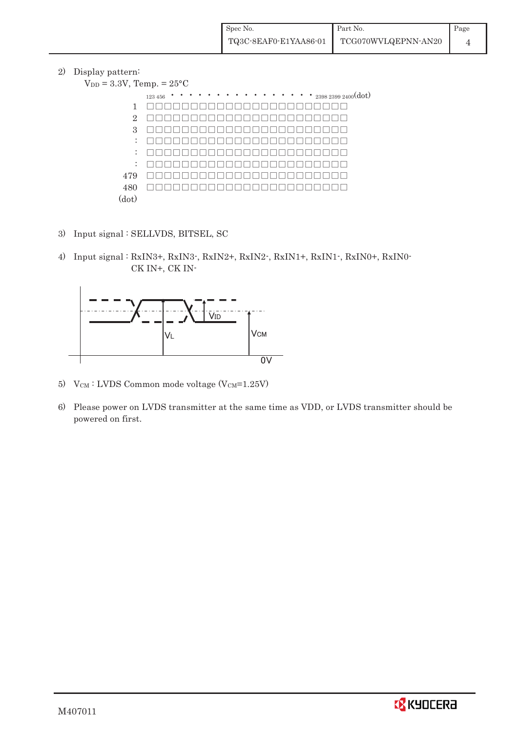2) Display pattern:

$V_{DD}$ = 3.3V, Temp. = 25°C

```
      123 456 • • • • • • • • • • • • • • • • 2398 2399 2400(dot)
  1   □□□□□□□□□□□□□□□□□□□□□□□
  2   □□□□□□□□□□□□□□□□□□□□□□□
  3   □□□□□□□□□□□□□□□□□□□□□□□
  :   □□□□□□□□□□□□□□□□□□□□□□□
  :   □□□□□□□□□□□□□□□□□□□□□□□
  :   □□□□□□□□□□□□□□□□□□□□□□□
479   □□□□□□□□□□□□□□□□□□□□□□□
480   □□□□□□□□□□□□□□□□□□□□□□□
(dot)
```

3) Input signal : SELLVDS, BITSEL, SC

4) Input signal : RxIN3+, RxIN3-, RxIN2+, RxIN2-, RxIN1+, RxIN1-, RxIN0+, RxIN0-
CK IN+, CK IN-

$V_{ID}$

$V_L$

$V_{CM}$

0V

5) $V_{CM}$ : LVDS Common mode voltage ($V_{CM}$=1.25V)

6) Please power on LVDS transmitter at the same time as VDD, or LVDS transmitter should be powered on first.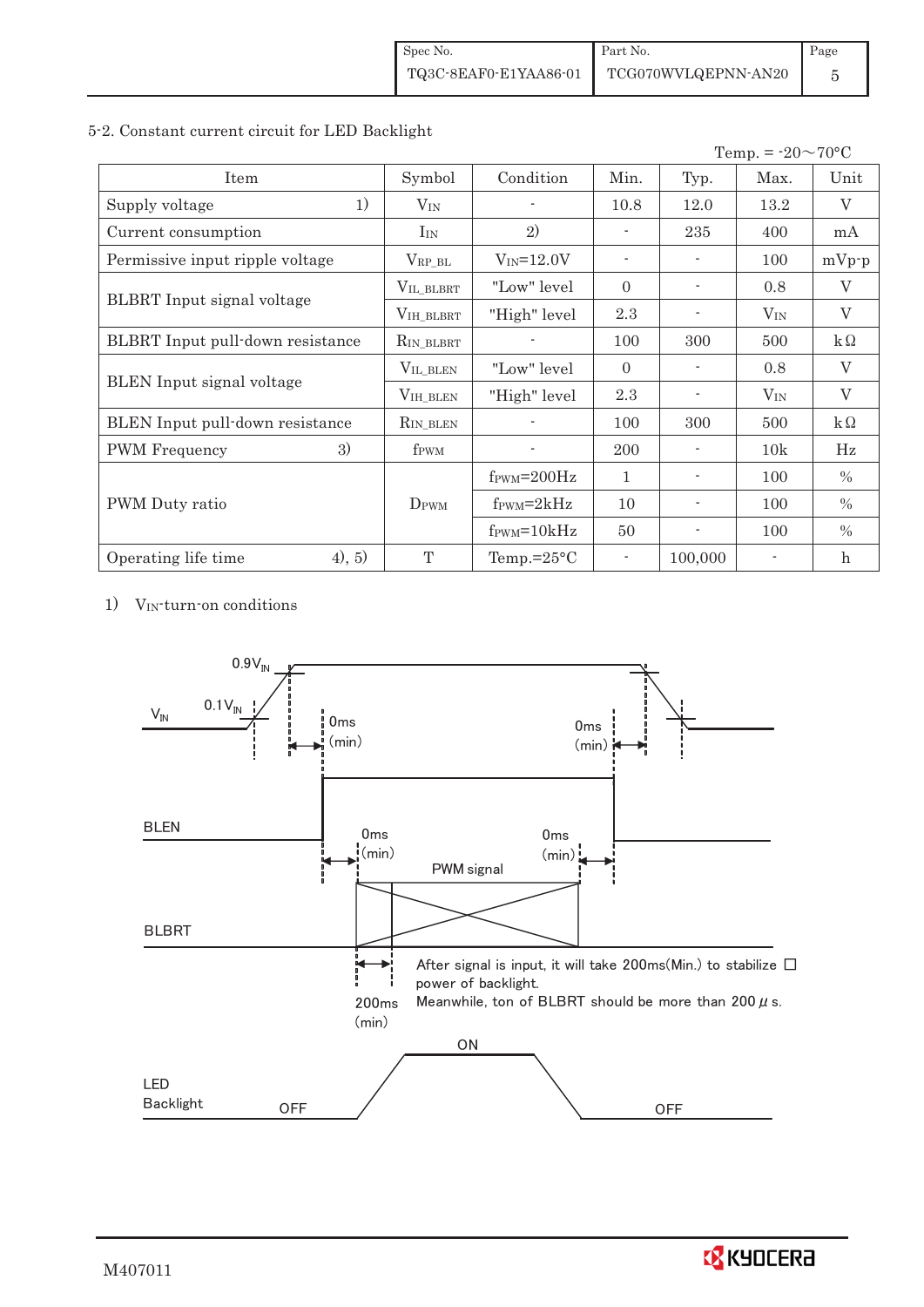### 5-2. Constant current circuit for LED Backlight

Temp. = -20～70°C

| Item | Symbol | Condition | Min. | Typ. | Max. | Unit |
|---|---|---|---|---|---|---|
| Supply voltage 1) | $V_{IN}$ | - | 10.8 | 12.0 | 13.2 | V |
| Current consumption | $I_{IN}$ | 2) | - | 235 | 400 | mA |
| Permissive input ripple voltage | $V_{RP\_BL}$ | $V_{IN}$=12.0V | - | - | 100 | mVp-p |
| BLBRT Input signal voltage | $V_{IL\_BLBRT}$ | "Low" level | 0 | - | 0.8 | V |
| | $V_{IH\_BLBRT}$ | "High" level | 2.3 | - | $V_{IN}$ | V |
| BLBRT Input pull-down resistance | $R_{IN\_BLBRT}$ | - | 100 | 300 | 500 | kΩ |
| BLEN Input signal voltage | $V_{IL\_BLEN}$ | "Low" level | 0 | - | 0.8 | V |
| | $V_{IH\_BLEN}$ | "High" level | 2.3 | - | $V_{IN}$ | V |
| BLEN Input pull-down resistance | $R_{IN\_BLEN}$ | - | 100 | 300 | 500 | kΩ |
| PWM Frequency 3) | $f_{PWM}$ | - | 200 | - | 10k | Hz |
| PWM Duty ratio | $D_{PWM}$ | $f_{PWM}$=200Hz | 1 | - | 100 | % |
| | | $f_{PWM}$=2kHz | 10 | - | 100 | % |
| | | $f_{PWM}$=10kHz | 50 | - | 100 | % |
| Operating life time 4), 5) | T | Temp.=25°C | - | 100,000 | - | h |

1) $V_{IN}$-turn-on conditions

$0.9V_{IN}$, $0.1V_{IN}$, $V_{IN}$

0ms (min) 0ms (min)

BLEN

0ms (min) 0ms (min)

PWM signal

BLBRT

200ms (min)

After signal is input, it will take 200ms(Min.) to stabilize power of backlight.
Meanwhile, ton of BLBRT should be more than 200 μs.

LED Backlight: OFF ON OFF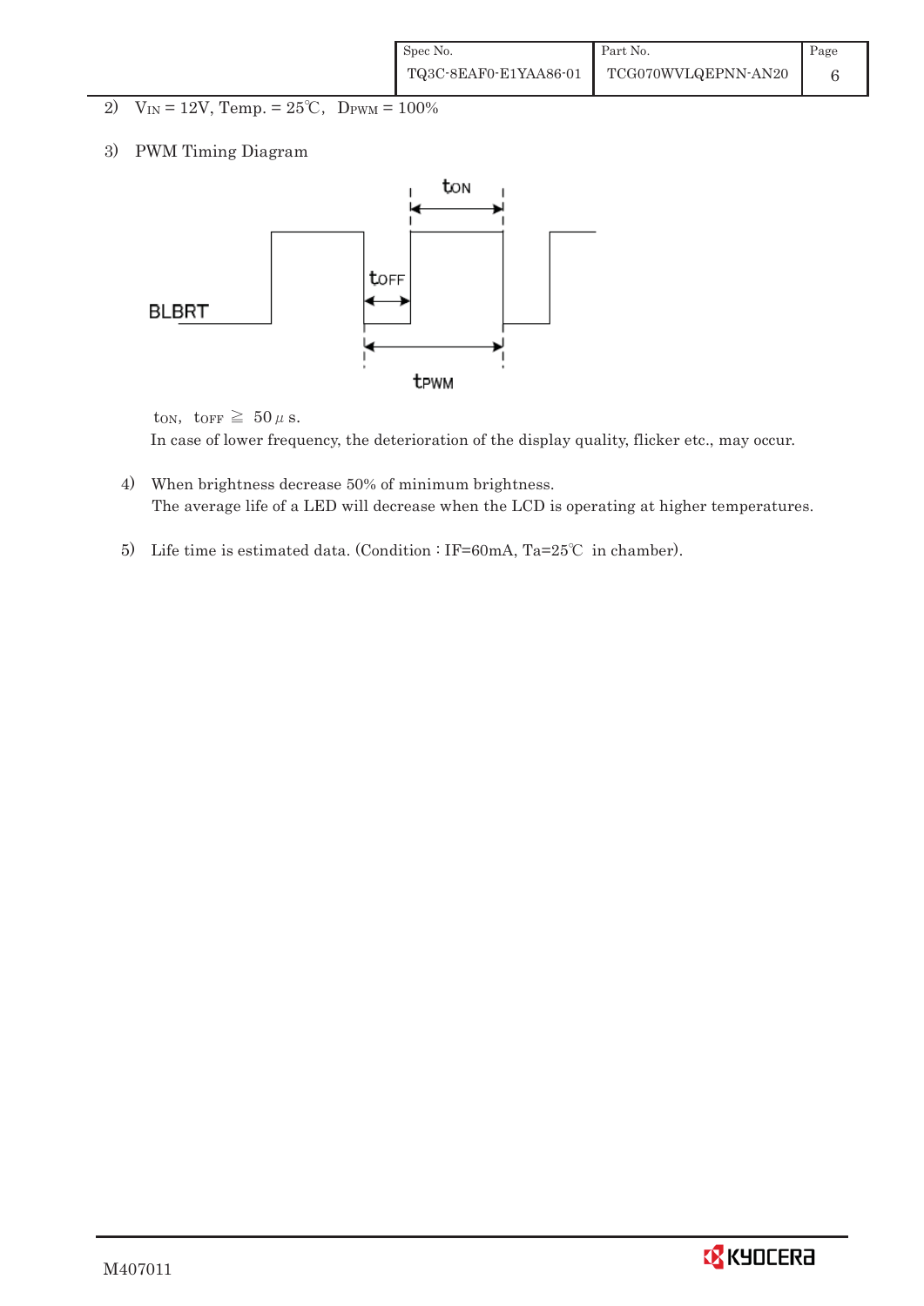2) $V_{IN}$ = 12V, Temp. = 25℃, $D_{PWM}$ = 100%

3) PWM Timing Diagram

BLBRT

$t_{ON}$

$t_{OFF}$

$t_{PWM}$

$t_{ON}$, $t_{OFF}$ ≧ 50 $\mu$ s.

In case of lower frequency, the deterioration of the display quality, flicker etc., may occur.

4) When brightness decrease 50% of minimum brightness.
   The average life of a LED will decrease when the LCD is operating at higher temperatures.

5) Life time is estimated data. (Condition : IF=60mA, Ta=25℃ in chamber).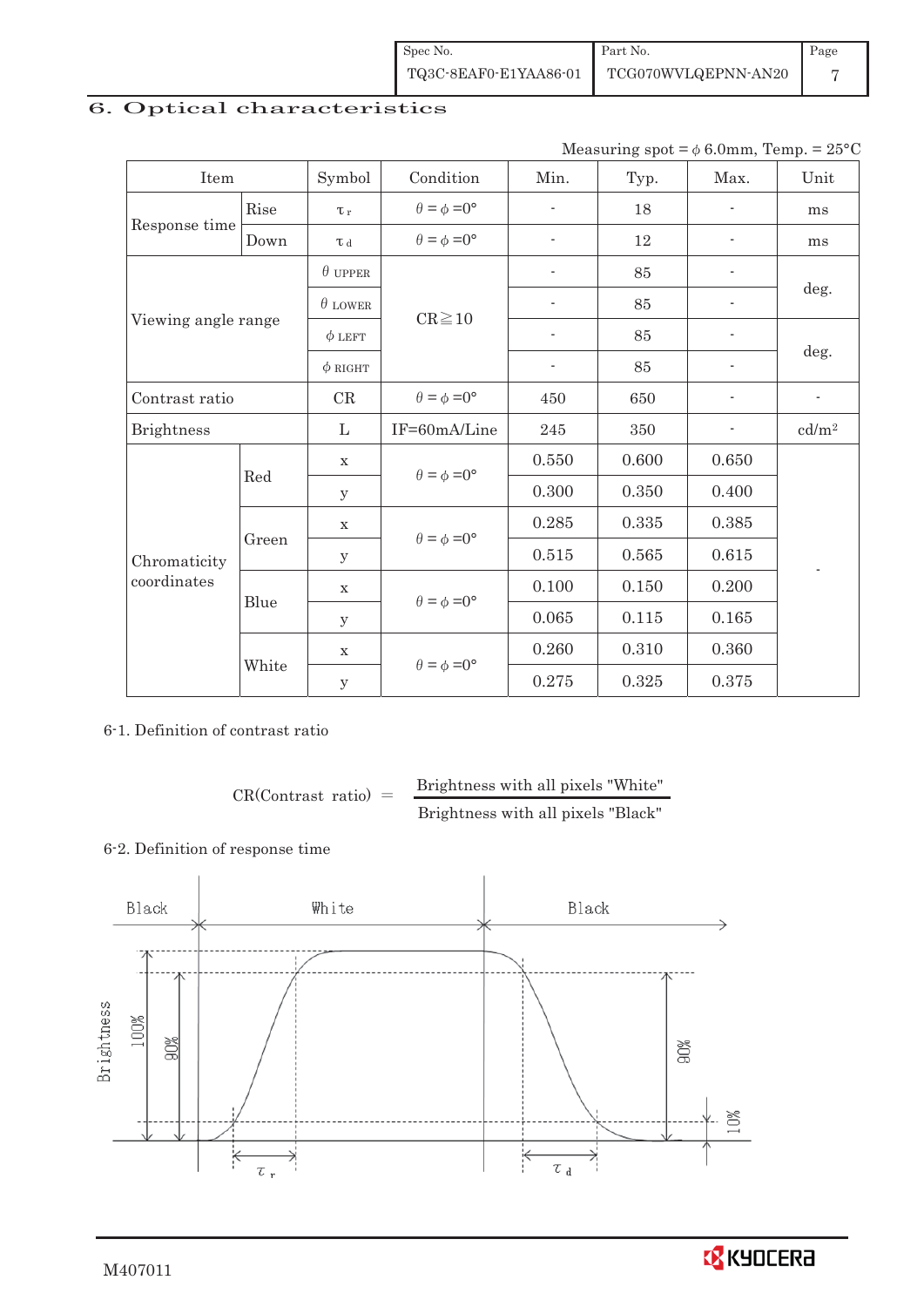## 6. Optical characteristics

Measuring spot = $\phi$ 6.0mm, Temp. = 25°C

| Item | | Symbol | Condition | Min. | Typ. | Max. | Unit |
|---|---|---|---|---|---|---|---|
| Response time | Rise | $\tau_r$ | $\theta = \phi = 0°$ | - | 18 | - | ms |
| | Down | $\tau_d$ | $\theta = \phi = 0°$ | - | 12 | - | ms |
| Viewing angle range | | $\theta$ UPPER | CR≧10 | - | 85 | - | deg. |
| | | $\theta$ LOWER | | - | 85 | - | |
| | | $\phi$ LEFT | | - | 85 | - | deg. |
| | | $\phi$ RIGHT | | - | 85 | - | |
| Contrast ratio | | CR | $\theta = \phi = 0°$ | 450 | 650 | - | - |
| Brightness | | L | IF=60mA/Line | 245 | 350 | - | cd/m² |
| Chromaticity coordinates | Red | x | $\theta = \phi = 0°$ | 0.550 | 0.600 | 0.650 | - |
| | | y | | 0.300 | 0.350 | 0.400 | |
| | Green | x | $\theta = \phi = 0°$ | 0.285 | 0.335 | 0.385 | |
| | | y | | 0.515 | 0.565 | 0.615 | |
| | Blue | x | $\theta = \phi = 0°$ | 0.100 | 0.150 | 0.200 | |
| | | y | | 0.065 | 0.115 | 0.165 | |
| | White | x | $\theta = \phi = 0°$ | 0.260 | 0.310 | 0.360 | |
| | | y | | 0.275 | 0.325 | 0.375 | |

6-1. Definition of contrast ratio

$$\text{CR(Contrast ratio)} = \frac{\text{Brightness with all pixels "White"}}{\text{Brightness with all pixels "Black"}}$$

6-2. Definition of response time

Black | White | Black

Brightness 100% 90% 90% 10%

$\tau_r$ $\tau_d$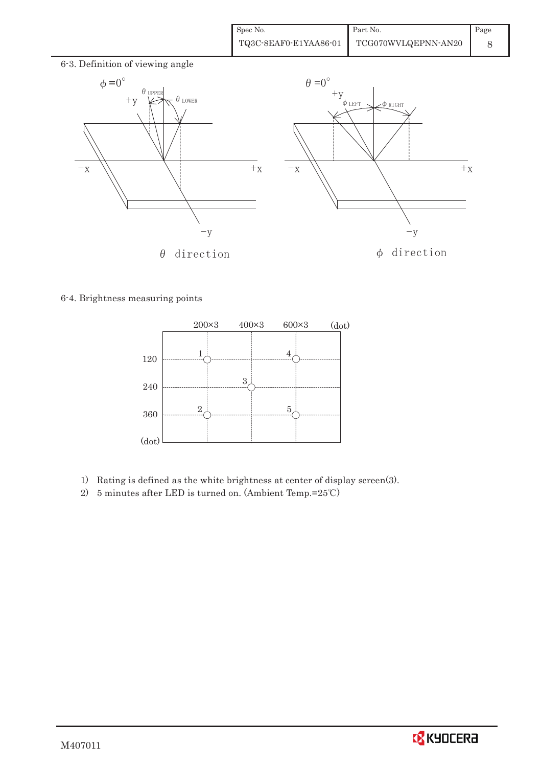6-3. Definition of viewing angle

$\phi = 0°$ — $\theta$ direction

$\theta = 0°$ — $\phi$ direction

6-4. Brightness measuring points

1) Rating is defined as the white brightness at center of display screen(3).
2) 5 minutes after LED is turned on. (Ambient Temp.=25℃)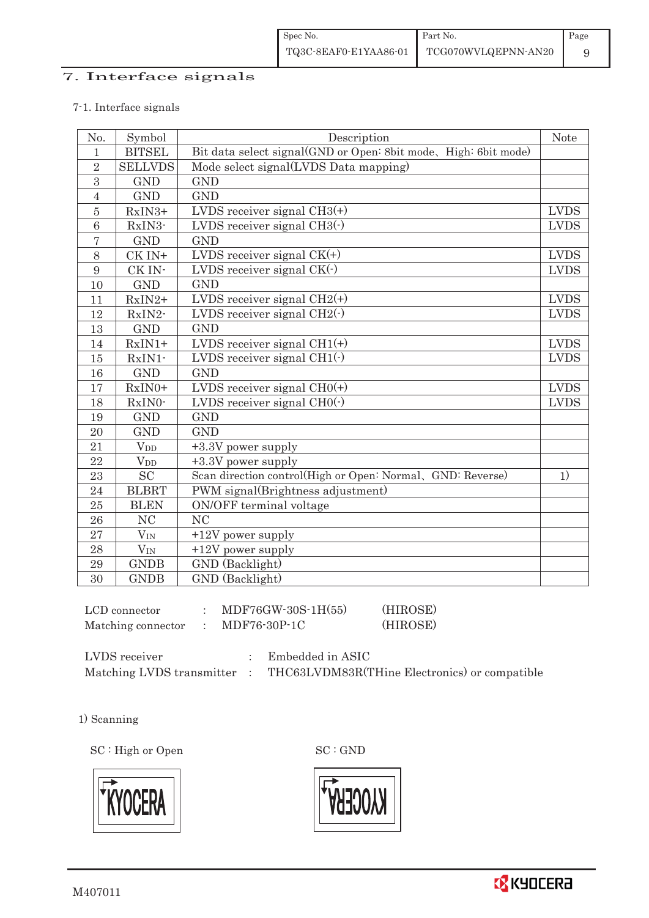# 7. Interface signals

7-1. Interface signals

| No. | Symbol | Description | Note |
|---|---|---|---|
| 1 | BITSEL | Bit data select signal(GND or Open: 8bit mode、High: 6bit mode) | |
| 2 | SELLVDS | Mode select signal(LVDS Data mapping) | |
| 3 | GND | GND | |
| 4 | GND | GND | |
| 5 | RxIN3+ | LVDS receiver signal CH3(+) | LVDS |
| 6 | RxIN3- | LVDS receiver signal CH3(-) | LVDS |
| 7 | GND | GND | |
| 8 | CK IN+ | LVDS receiver signal CK(+) | LVDS |
| 9 | CK IN- | LVDS receiver signal CK(-) | LVDS |
| 10 | GND | GND | |
| 11 | RxIN2+ | LVDS receiver signal CH2(+) | LVDS |
| 12 | RxIN2- | LVDS receiver signal CH2(-) | LVDS |
| 13 | GND | GND | |
| 14 | RxIN1+ | LVDS receiver signal CH1(+) | LVDS |
| 15 | RxIN1- | LVDS receiver signal CH1(-) | LVDS |
| 16 | GND | GND | |
| 17 | RxIN0+ | LVDS receiver signal CH0(+) | LVDS |
| 18 | RxIN0- | LVDS receiver signal CH0(-) | LVDS |
| 19 | GND | GND | |
| 20 | GND | GND | |
| 21 | $V_{DD}$ | +3.3V power supply | |
| 22 | $V_{DD}$ | +3.3V power supply | |
| 23 | SC | Scan direction control(High or Open: Normal、GND: Reverse) | 1) |
| 24 | BLBRT | PWM signal(Brightness adjustment) | |
| 25 | BLEN | ON/OFF terminal voltage | |
| 26 | NC | NC | |
| 27 | $V_{IN}$ | +12V power supply | |
| 28 | $V_{IN}$ | +12V power supply | |
| 29 | GNDB | GND (Backlight) | |
| 30 | GNDB | GND (Backlight) | |

LCD connector : MDF76GW-30S-1H(55) (HIROSE)
Matching connector : MDF76-30P-1C (HIROSE)

LVDS receiver : Embedded in ASIC
Matching LVDS transmitter : THC63LVDM83R(THine Electronics) or compatible

1) Scanning

SC : High or Open

SC : GND

M407011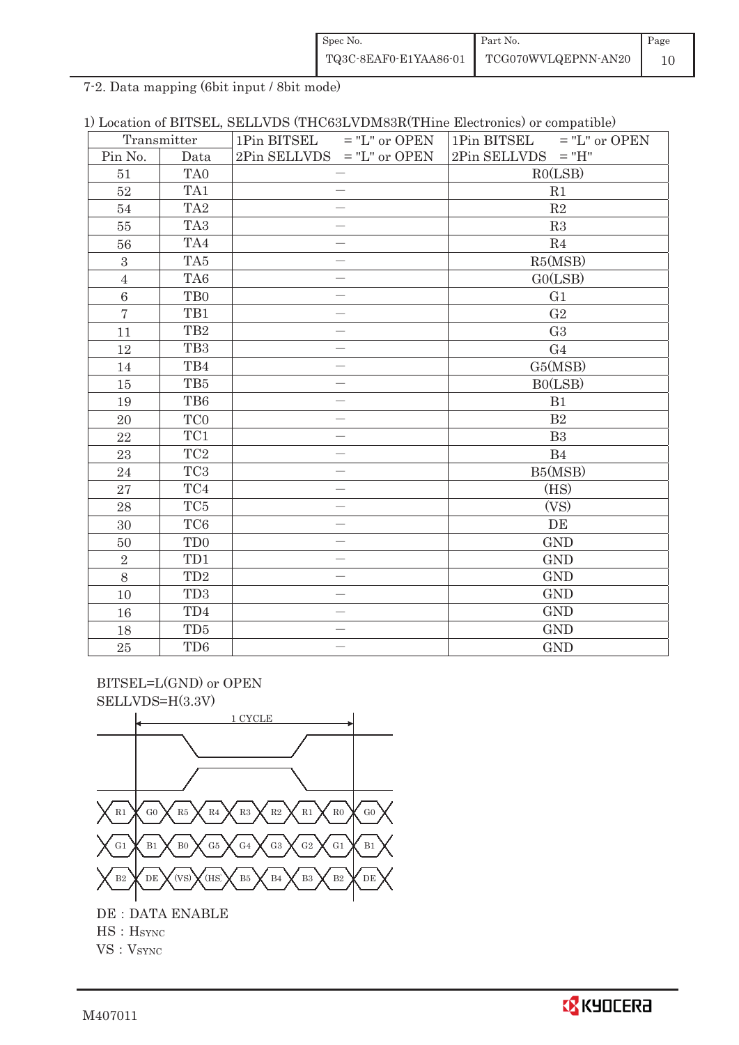7-2. Data mapping (6bit input / 8bit mode)

1) Location of BITSEL, SELLVDS (THC63LVDM83R(THine Electronics) or compatible)

| Transmitter | | 1Pin BITSEL = "L" or OPEN | 1Pin BITSEL = "L" or OPEN |
|---|---|---|---|
| Pin No. | Data | 2Pin SELLVDS = "L" or OPEN | 2Pin SELLVDS = "H" |
| 51 | TA0 | — | R0(LSB) |
| 52 | TA1 | — | R1 |
| 54 | TA2 | — | R2 |
| 55 | TA3 | — | R3 |
| 56 | TA4 | — | R4 |
| 3 | TA5 | — | R5(MSB) |
| 4 | TA6 | — | G0(LSB) |
| 6 | TB0 | — | G1 |
| 7 | TB1 | — | G2 |
| 11 | TB2 | — | G3 |
| 12 | TB3 | — | G4 |
| 14 | TB4 | — | G5(MSB) |
| 15 | TB5 | — | B0(LSB) |
| 19 | TB6 | — | B1 |
| 20 | TC0 | — | B2 |
| 22 | TC1 | — | B3 |
| 23 | TC2 | — | B4 |
| 24 | TC3 | — | B5(MSB) |
| 27 | TC4 | — | (HS) |
| 28 | TC5 | — | (VS) |
| 30 | TC6 | — | DE |
| 50 | TD0 | — | GND |
| 2 | TD1 | — | GND |
| 8 | TD2 | — | GND |
| 10 | TD3 | — | GND |
| 16 | TD4 | — | GND |
| 18 | TD5 | — | GND |
| 25 | TD6 | — | GND |

BITSEL=L(GND) or OPEN
SELLVDS=H(3.3V)

1 CYCLE

R1 | G0 | R5 | R4 | R3 | R2 | R1 | R0 | G0

G1 | B1 | B0 | G5 | G4 | G3 | G2 | G1 | B1

B2 | DE | (VS) | (HS) | B5 | B4 | B3 | B2 | DE

DE : DATA ENABLE
HS : HSYNC
VS : VSYNC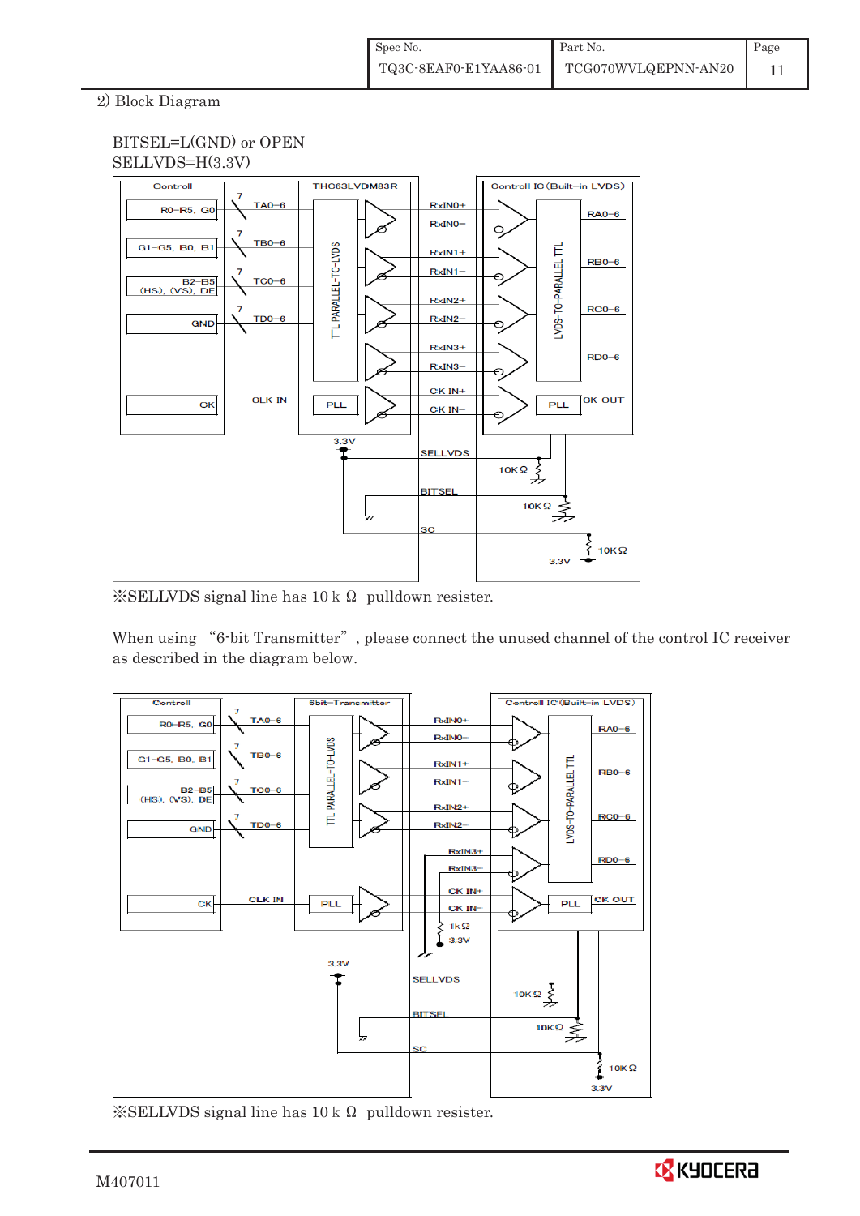2) Block Diagram

BITSEL=L(GND) or OPEN
SELLVDS=H(3.3V)

Controll | THC63LVDM83R | Controll IC (Built-in LVDS)

R0–R5, G0 — 7 — TA0–6 — RxIN0+ / RxIN0− — RA0–6
G1–G5, B0, B1 — 7 — TB0–6 — RxIN1+ / RxIN1− — RB0–6
B2–B5 (HS), (VS), DE — 7 — TC0–6 — RxIN2+ / RxIN2− — RC0–6
GND — 7 — TD0–6 — RxIN3+ / RxIN3− — RD0–6
CK — CLK IN — PLL — CK IN+ / CK IN− — PLL — CK OUT

TTL PARALLEL-TO-LVDS | LVDS-TO-PARALLEL TTL

3.3V, SELLVDS, 10KΩ, BITSEL, 10KΩ, SC, 10KΩ, 3.3V

※SELLVDS signal line has 10 k Ω pulldown resister.

When using "6-bit Transmitter", please connect the unused channel of the control IC receiver as described in the diagram below.

Controll | 6bit-Transmitter | Controll IC (Built-in LVDS)

R0–R5, G0 — 7 — TA0–6 — RxIN0+ / RxIN0− — RA0–6
G1–G5, B0, B1 — 7 — TB0–6 — RxIN1+ / RxIN1− — RB0–6
B2–B5 (HS), (VS), DE — 7 — TC0–6 — RxIN2+ / RxIN2− — RC0–6
GND — 7 — TD0–6 — RxIN3+ / RxIN3− — RD0–6
CK — CLK IN — PLL — CK IN+ / CK IN− — PLL — CK OUT

TTL PARALLEL-TO-LVDS | LVDS-TO-PARALLEL TTL

1kΩ, 3.3V

3.3V, SELLVDS, 10KΩ, BITSEL, 10KΩ, SC, 10KΩ, 3.3V

※SELLVDS signal line has 10 k Ω pulldown resister.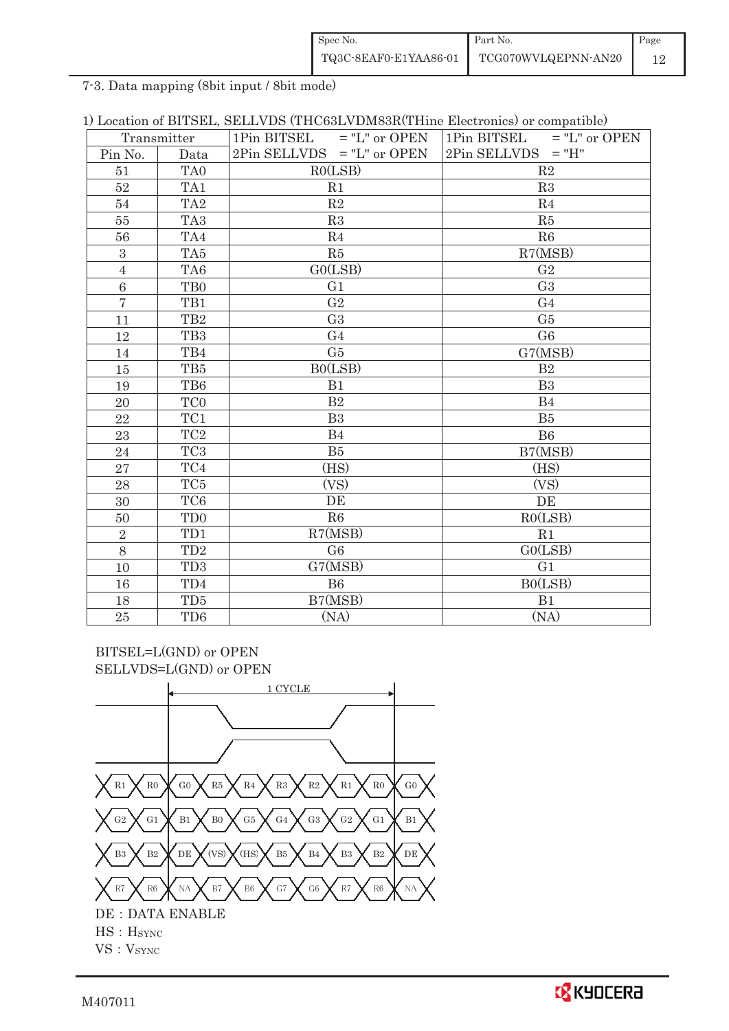## 7-3. Data mapping (8bit input / 8bit mode)

1) Location of BITSEL, SELLVDS (THC63LVDM83R(THine Electronics) or compatible)

| Transmitter | | 1Pin BITSEL = "L" or OPEN | 1Pin BITSEL = "L" or OPEN |
|---|---|---|---|
| Pin No. | Data | 2Pin SELLVDS = "L" or OPEN | 2Pin SELLVDS = "H" |
| 51 | TA0 | R0(LSB) | R2 |
| 52 | TA1 | R1 | R3 |
| 54 | TA2 | R2 | R4 |
| 55 | TA3 | R3 | R5 |
| 56 | TA4 | R4 | R6 |
| 3 | TA5 | R5 | R7(MSB) |
| 4 | TA6 | G0(LSB) | G2 |
| 6 | TB0 | G1 | G3 |
| 7 | TB1 | G2 | G4 |
| 11 | TB2 | G3 | G5 |
| 12 | TB3 | G4 | G6 |
| 14 | TB4 | G5 | G7(MSB) |
| 15 | TB5 | B0(LSB) | B2 |
| 19 | TB6 | B1 | B3 |
| 20 | TC0 | B2 | B4 |
| 22 | TC1 | B3 | B5 |
| 23 | TC2 | B4 | B6 |
| 24 | TC3 | B5 | B7(MSB) |
| 27 | TC4 | (HS) | (HS) |
| 28 | TC5 | (VS) | (VS) |
| 30 | TC6 | DE | DE |
| 50 | TD0 | R6 | R0(LSB) |
| 2 | TD1 | R7(MSB) | R1 |
| 8 | TD2 | G6 | G0(LSB) |
| 10 | TD3 | G7(MSB) | G1 |
| 16 | TD4 | B6 | B0(LSB) |
| 18 | TD5 | B7(MSB) | B1 |
| 25 | TD6 | (NA) | (NA) |

BITSEL=L(GND) or OPEN
SELLVDS=L(GND) or OPEN

1 CYCLE

R1 R0 | G0 R5 R4 R3 R2 R1 R0 | G0

G2 G1 | B1 B0 G5 G4 G3 G2 G1 | B1

B3 B2 | DE (VS) (HS) B5 B4 B3 B2 | DE

R7 R6 | NA B7 B6 G7 G6 R7 R6 | NA

DE : DATA ENABLE
HS : $H_{SYNC}$
VS : $V_{SYNC}$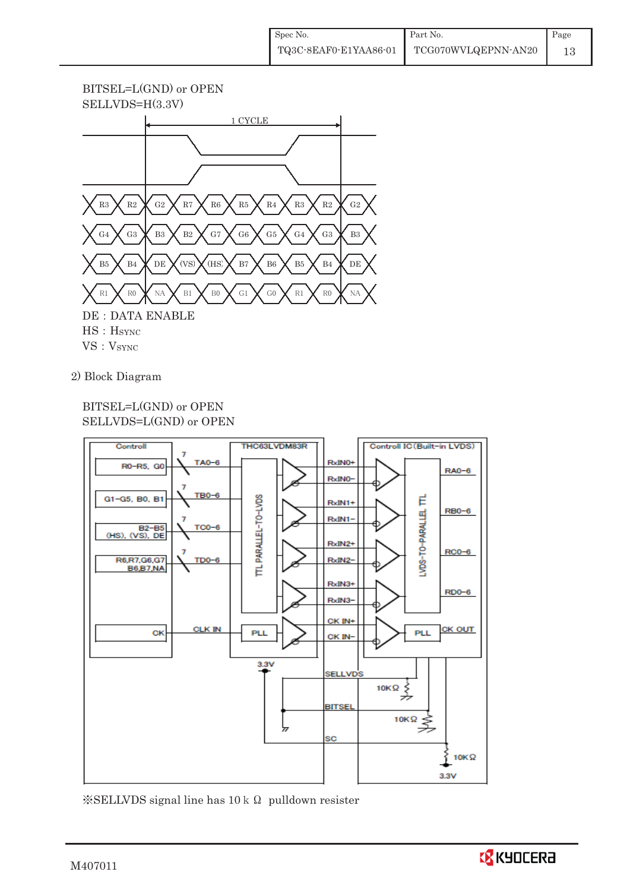BITSEL=L(GND) or OPEN
SELLVDS=H(3.3V)

1 CYCLE

| R3 | R2 | G2 | R7 | R6 | R5 | R4 | R3 | R2 | G2 |
|---|---|---|---|---|---|---|---|---|---|
| G4 | G3 | B3 | B2 | G7 | G6 | G5 | G4 | G3 | B3 |
| B5 | B4 | DE | (VS) | (HS) | B7 | B6 | B5 | B4 | DE |
| R1 | R0 | NA | B1 | B0 | G1 | G0 | R1 | R0 | NA |

DE : DATA ENABLE
HS : HSYNC
VS : VSYNC

2) Block Diagram

BITSEL=L(GND) or OPEN
SELLVDS=L(GND) or OPEN

Controll: R0−R5, G0 → TA0−6 (7); G1−G5, B0, B1 → TB0−6 (7); B2−B5 (HS), (VS), DE → TC0−6 (7); R6,R7,G6,G7 B6,B7,NA → TD0−6 (7); CK → CLK IN

THC63LVDM83R: TTL PARALLEL−TO−LVDS, PLL

RxIN0+, RxIN0−, RxIN1+, RxIN1−, RxIN2+, RxIN2−, RxIN3+, RxIN3−, CK IN+, CK IN−

Controll IC (Built−in LVDS): LVDS−TO−PARALLEL TTL → RA0−6, RB0−6, RC0−6, RD0−6; PLL → CK OUT

3.3V, SELLVDS, BITSEL, SC, 10KΩ, 10KΩ, 10KΩ, 3.3V

※SELLVDS signal line has 10 k Ω pulldown resister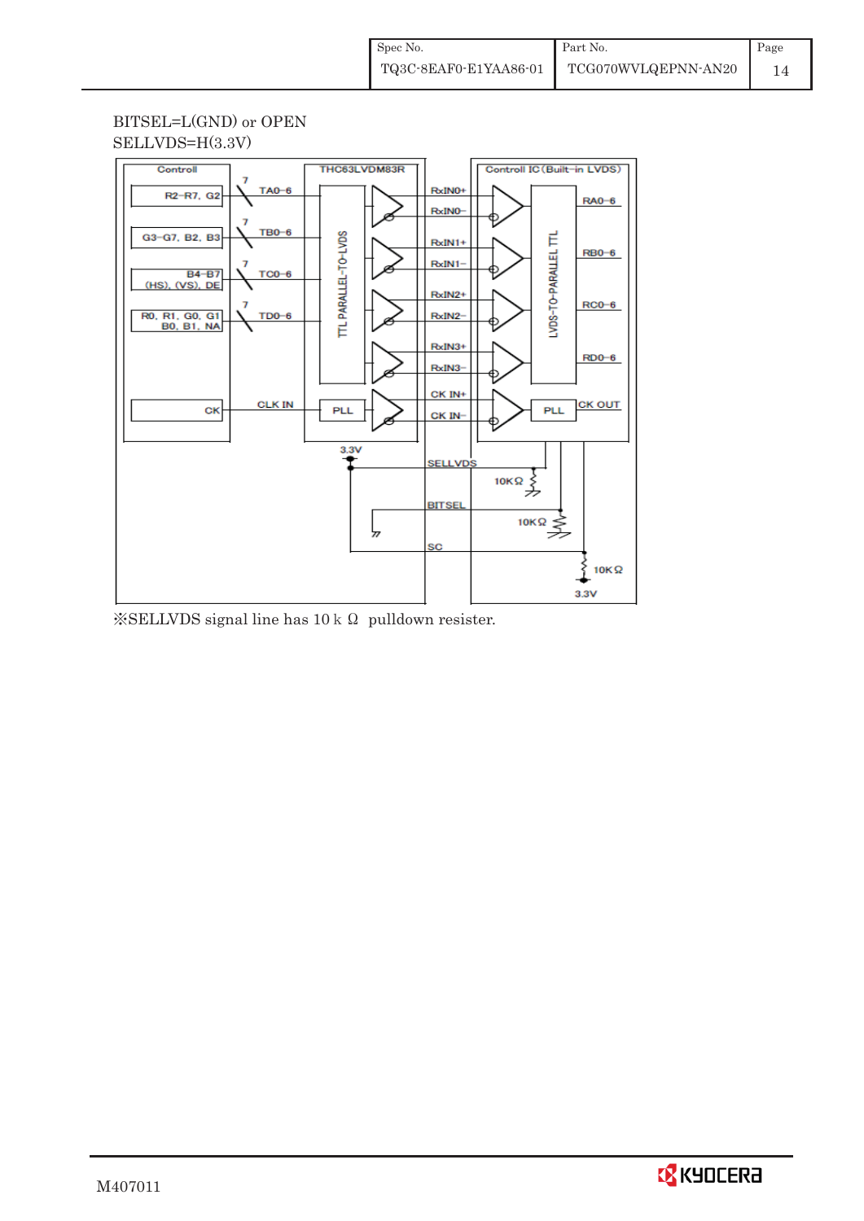BITSEL=L(GND) or OPEN

SELLVDS=H(3.3V)

Controll | THC63LVDM83R | Controll IC (Built-in LVDS)

R2–R7, G2 — 7 — TA0–6 — RxIN0+ / RxIN0− — RA0–6

G3–G7, B2, B3 — 7 — TB0–6 — RxIN1+ / RxIN1− — RB0–6

B4–B7 (HS), (VS), DE — 7 — TC0–6 — RxIN2+ / RxIN2− — RC0–6

R0, R1, G0, G1 B0, B1, NA — 7 — TD0–6 — RxIN3+ / RxIN3− — RD0–6

CK — CLK IN — PLL — CK IN+ / CK IN− — PLL — CK OUT

TTL PARALLEL-TO-LVDS

LVDS-TO-PARALLEL TTL

3.3V

SELLVDS — 10KΩ

BITSEL — 10KΩ

SC — 10KΩ — 3.3V

※SELLVDS signal line has 10 k Ω pulldown resister.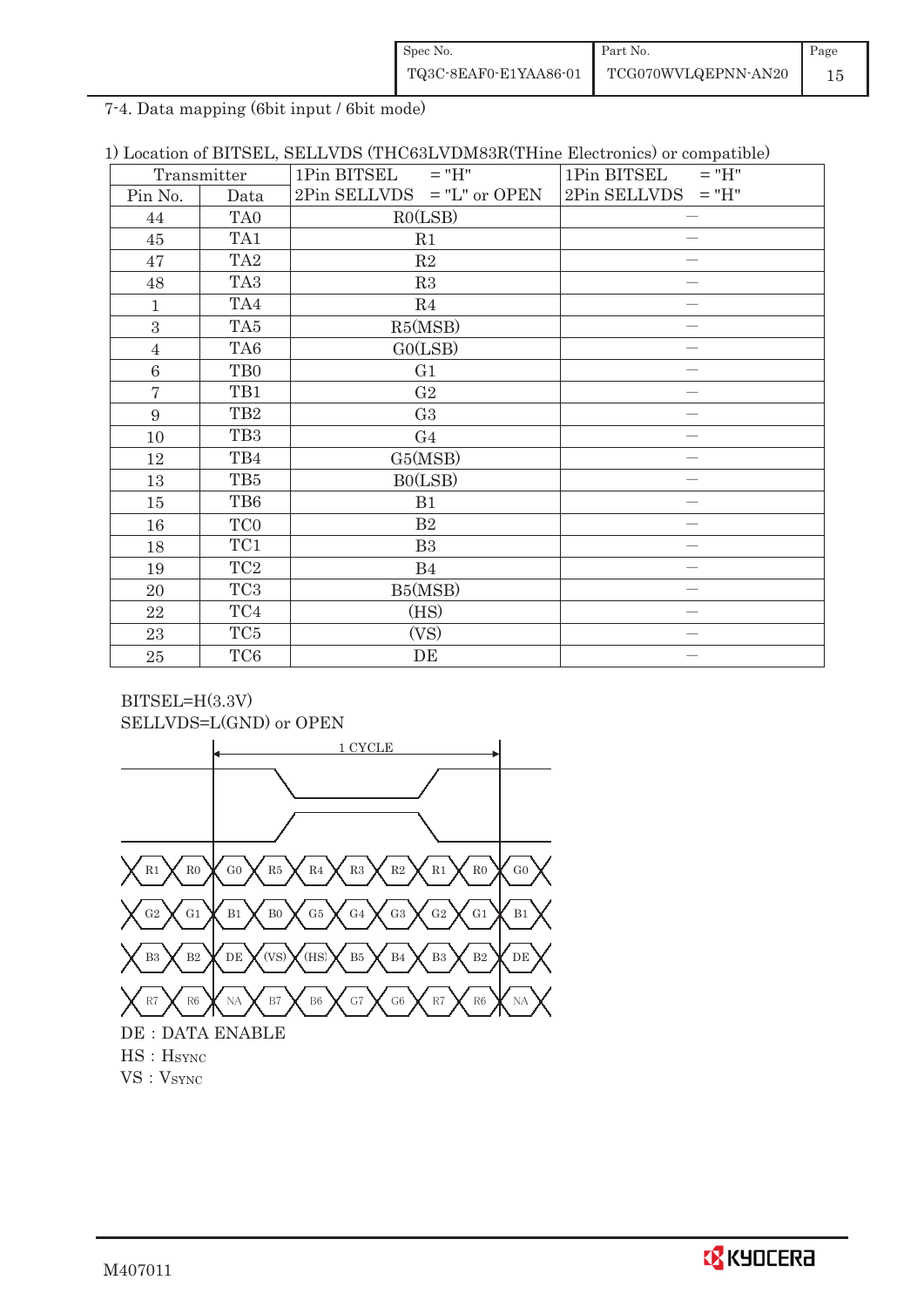7-4. Data mapping (6bit input / 6bit mode)

1) Location of BITSEL, SELLVDS (THC63LVDM83R(THine Electronics) or compatible)

| Transmitter | | 1Pin BITSEL = "H" | 1Pin BITSEL = "H" |
|---|---|---|---|
| Pin No. | Data | 2Pin SELLVDS = "L" or OPEN | 2Pin SELLVDS = "H" |
| 44 | TA0 | R0(LSB) | — |
| 45 | TA1 | R1 | — |
| 47 | TA2 | R2 | — |
| 48 | TA3 | R3 | — |
| 1 | TA4 | R4 | — |
| 3 | TA5 | R5(MSB) | — |
| 4 | TA6 | G0(LSB) | — |
| 6 | TB0 | G1 | — |
| 7 | TB1 | G2 | — |
| 9 | TB2 | G3 | — |
| 10 | TB3 | G4 | — |
| 12 | TB4 | G5(MSB) | — |
| 13 | TB5 | B0(LSB) | — |
| 15 | TB6 | B1 | — |
| 16 | TC0 | B2 | — |
| 18 | TC1 | B3 | — |
| 19 | TC2 | B4 | — |
| 20 | TC3 | B5(MSB) | — |
| 22 | TC4 | (HS) | — |
| 23 | TC5 | (VS) | — |
| 25 | TC6 | DE | — |

BITSEL=H(3.3V)
SELLVDS=L(GND) or OPEN

1 CYCLE

R1 R0 | G0 R5 R4 R3 R2 R1 R0 | G0

G2 G1 | B1 B0 G5 G4 G3 G2 G1 | B1

B3 B2 | DE (VS) (HS) B5 B4 B3 B2 | DE

R7 R6 | NA B7 B6 G7 G6 R7 R6 | NA

DE : DATA ENABLE

HS : HSYNC

VS : VSYNC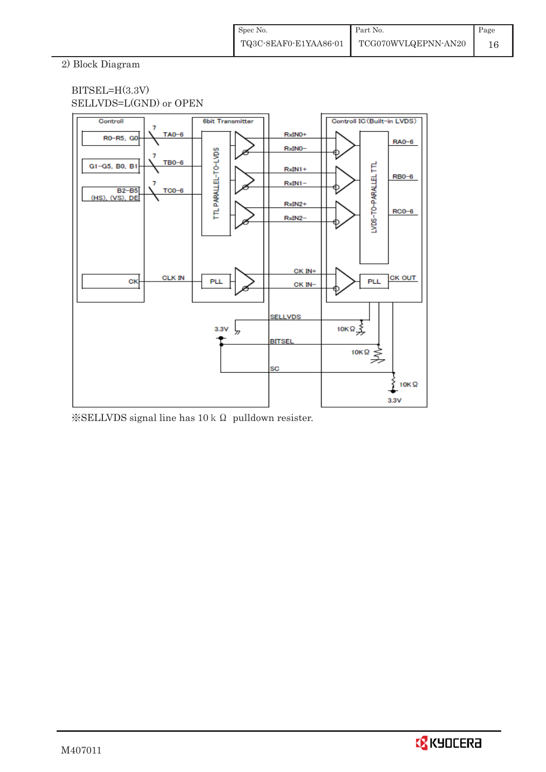## 2) Block Diagram

BITSEL=H(3.3V)
SELLVDS=L(GND) or OPEN

Controll | 6bit Transmitter | Controll IC (Built-in LVDS)

R0–R5, G0 — 7 — TA0–6
G1–G5, B0, B1 — 7 — TB0–6
B2–B5 (HS), (VS), DE — 7 — TC0–6
CK — CLK IN — PLL

TTL PARALLEL-TO-LVDS

RxIN0+, RxIN0−, RxIN1+, RxIN1−, RxIN2+, RxIN2−, CK IN+, CK IN−

LVDS-TO-PARALLEL TTL

RA0–6, RB0–6, RC0–6, PLL, CK OUT

SELLVDS, 3.3V, 10KΩ, BITSEL, 10KΩ, SC, 10KΩ, 3.3V

※SELLVDS signal line has 10 k Ω pulldown resister.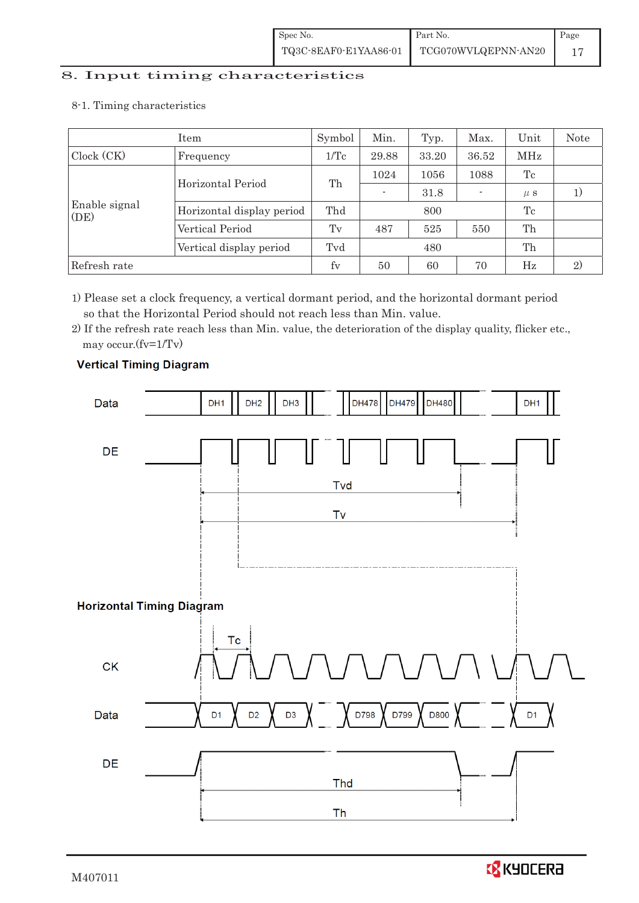## 8. Input timing characteristics

### 8-1. Timing characteristics

| Item | | Symbol | Min. | Typ. | Max. | Unit | Note |
|---|---|---|---|---|---|---|---|
| Clock (CK) | Frequency | 1/Tc | 29.88 | 33.20 | 36.52 | MHz | |
| Enable signal (DE) | Horizontal Period | Th | 1024 | 1056 | 1088 | Tc | |
| | | | - | 31.8 | - | μs | 1) |
| | Horizontal display period | Thd | | 800 | | Tc | |
| | Vertical Period | Tv | 487 | 525 | 550 | Th | |
| | Vertical display period | Tvd | | 480 | | Th | |
| Refresh rate | | fv | 50 | 60 | 70 | Hz | 2) |

1) Please set a clock frequency, a vertical dormant period, and the horizontal dormant period so that the Horizontal Period should not reach less than Min. value.
2) If the refresh rate reach less than Min. value, the deterioration of the display quality, flicker etc., may occur.(fv=1/Tv)

**Vertical Timing Diagram**

Data: DH1 DH2 DH3 ... DH478 DH479 DH480 ... DH1

DE

Tvd

Tv

**Horizontal Timing Diagram**

Tc

CK

Data: D1 D2 D3 ... D798 D799 D800 ... D1

DE

Thd

Th

M407011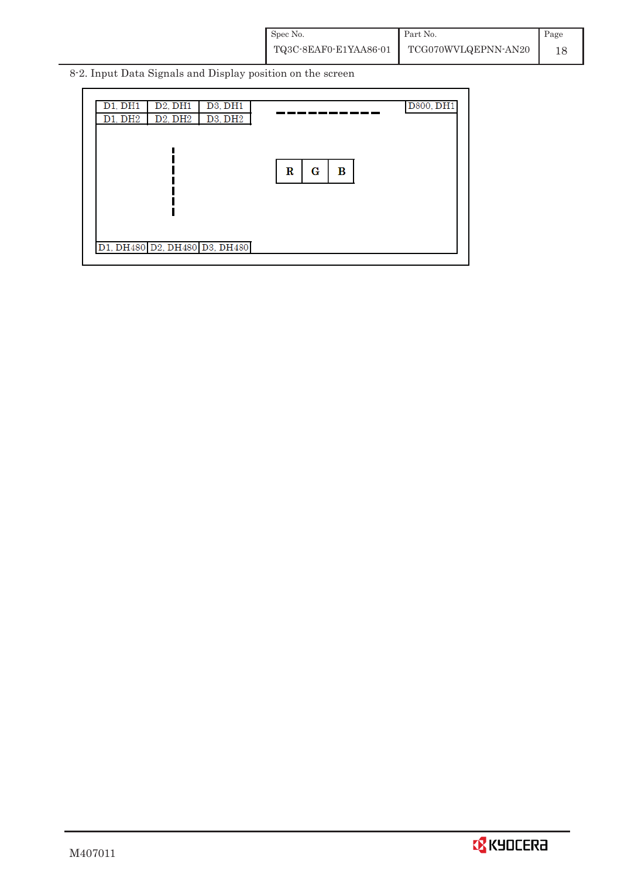8-2. Input Data Signals and Display position on the screen

| D1, DH1 | D2, DH1 | D3, DH1 | ---------- | D800, DH1 |
|---|---|---|---|---|
| D1, DH2 | D2, DH2 | D3, DH2 | | |
| | ⋮ | | R G B | |
| D1, DH480 | D2, DH480 | D3, DH480 | | |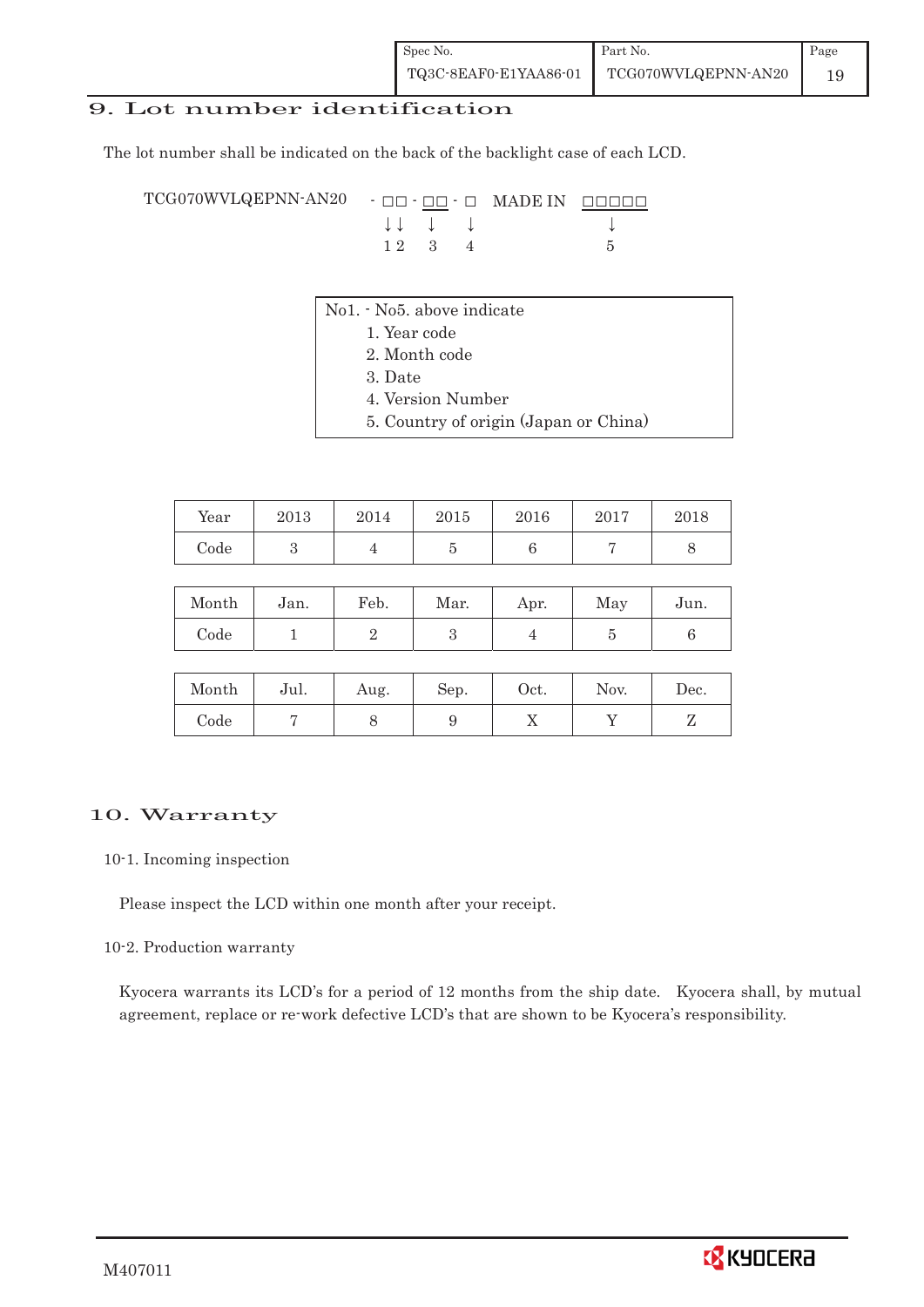## 9. Lot number identification

The lot number shall be indicated on the back of the backlight case of each LCD.

```
TCG070WVLQEPNN-AN20   - □□ - □□ - □   MADE IN  □□□□□
                        ↓↓   ↓    ↓               ↓
                        1 2  3    4               5
```

No1. - No5. above indicate

1. Year code
2. Month code
3. Date
4. Version Number
5. Country of origin (Japan or China)

| Year | 2013 | 2014 | 2015 | 2016 | 2017 | 2018 |
|---|---|---|---|---|---|---|
| Code | 3 | 4 | 5 | 6 | 7 | 8 |

| Month | Jan. | Feb. | Mar. | Apr. | May | Jun. |
|---|---|---|---|---|---|---|
| Code | 1 | 2 | 3 | 4 | 5 | 6 |

| Month | Jul. | Aug. | Sep. | Oct. | Nov. | Dec. |
|---|---|---|---|---|---|---|
| Code | 7 | 8 | 9 | X | Y | Z |

## 10. Warranty

### 10-1. Incoming inspection

Please inspect the LCD within one month after your receipt.

### 10-2. Production warranty

Kyocera warrants its LCD's for a period of 12 months from the ship date. Kyocera shall, by mutual agreement, replace or re-work defective LCD's that are shown to be Kyocera's responsibility.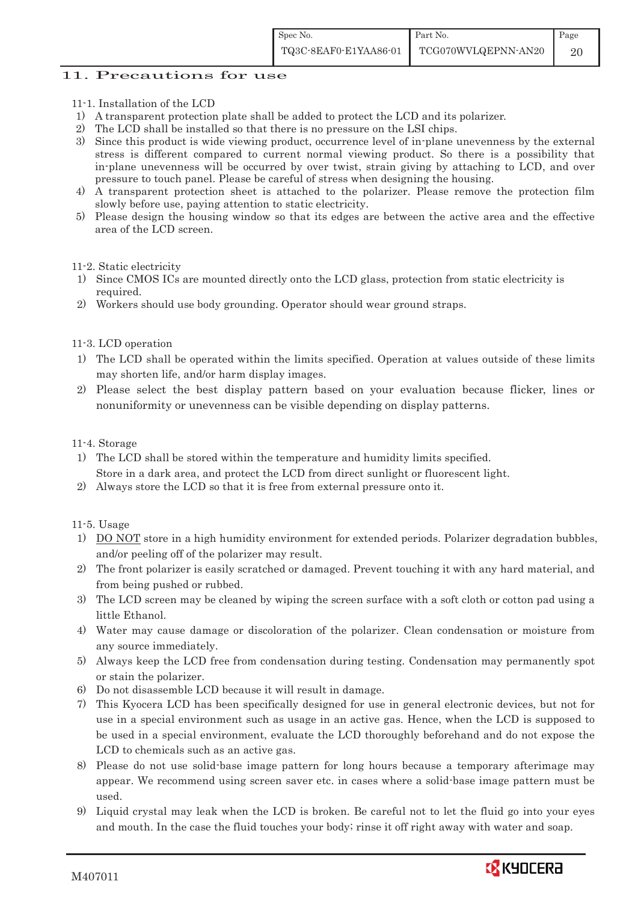## 11. Precautions for use

11-1. Installation of the LCD

1) A transparent protection plate shall be added to protect the LCD and its polarizer.
2) The LCD shall be installed so that there is no pressure on the LSI chips.
3) Since this product is wide viewing product, occurrence level of in-plane unevenness by the external stress is different compared to current normal viewing product. So there is a possibility that in-plane unevenness will be occurred by over twist, strain giving by attaching to LCD, and over pressure to touch panel. Please be careful of stress when designing the housing.
4) A transparent protection sheet is attached to the polarizer. Please remove the protection film slowly before use, paying attention to static electricity.
5) Please design the housing window so that its edges are between the active area and the effective area of the LCD screen.

11-2. Static electricity

1) Since CMOS ICs are mounted directly onto the LCD glass, protection from static electricity is required.
2) Workers should use body grounding. Operator should wear ground straps.

11-3. LCD operation

1) The LCD shall be operated within the limits specified. Operation at values outside of these limits may shorten life, and/or harm display images.
2) Please select the best display pattern based on your evaluation because flicker, lines or nonuniformity or unevenness can be visible depending on display patterns.

11-4. Storage

1) The LCD shall be stored within the temperature and humidity limits specified.
   Store in a dark area, and protect the LCD from direct sunlight or fluorescent light.
2) Always store the LCD so that it is free from external pressure onto it.

11-5. Usage

1) DO NOT store in a high humidity environment for extended periods. Polarizer degradation bubbles, and/or peeling off of the polarizer may result.
2) The front polarizer is easily scratched or damaged. Prevent touching it with any hard material, and from being pushed or rubbed.
3) The LCD screen may be cleaned by wiping the screen surface with a soft cloth or cotton pad using a little Ethanol.
4) Water may cause damage or discoloration of the polarizer. Clean condensation or moisture from any source immediately.
5) Always keep the LCD free from condensation during testing. Condensation may permanently spot or stain the polarizer.
6) Do not disassemble LCD because it will result in damage.
7) This Kyocera LCD has been specifically designed for use in general electronic devices, but not for use in a special environment such as usage in an active gas. Hence, when the LCD is supposed to be used in a special environment, evaluate the LCD thoroughly beforehand and do not expose the LCD to chemicals such as an active gas.
8) Please do not use solid-base image pattern for long hours because a temporary afterimage may appear. We recommend using screen saver etc. in cases where a solid-base image pattern must be used.
9) Liquid crystal may leak when the LCD is broken. Be careful not to let the fluid go into your eyes and mouth. In the case the fluid touches your body; rinse it off right away with water and soap.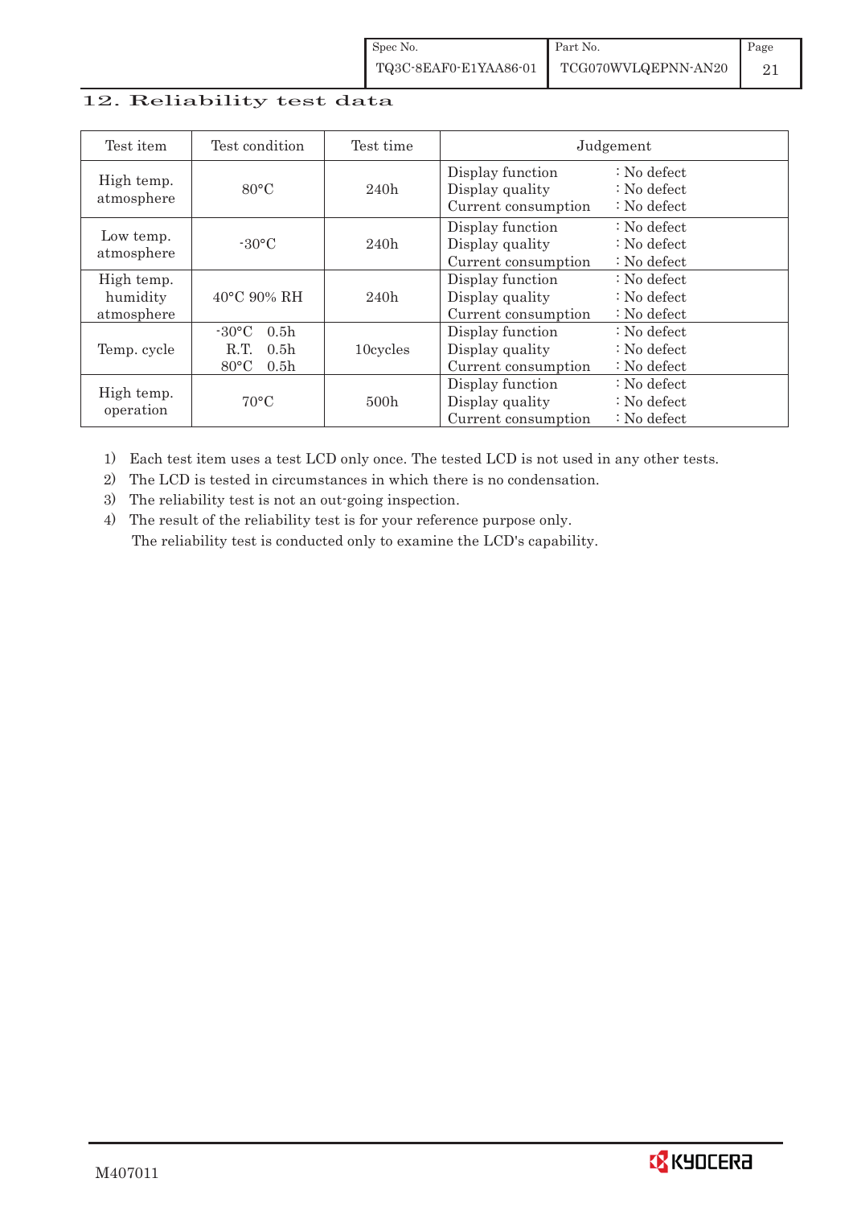## 12. Reliability test data

| Test item | Test condition | Test time | Judgement |
|---|---|---|---|
| High temp. atmosphere | 80°C | 240h | Display function : No defect<br>Display quality : No defect<br>Current consumption : No defect |
| Low temp. atmosphere | -30°C | 240h | Display function : No defect<br>Display quality : No defect<br>Current consumption : No defect |
| High temp. humidity atmosphere | 40°C 90% RH | 240h | Display function : No defect<br>Display quality : No defect<br>Current consumption : No defect |
| Temp. cycle | -30°C 0.5h<br>R.T. 0.5h<br>80°C 0.5h | 10cycles | Display function : No defect<br>Display quality : No defect<br>Current consumption : No defect |
| High temp. operation | 70°C | 500h | Display function : No defect<br>Display quality : No defect<br>Current consumption : No defect |

1) Each test item uses a test LCD only once. The tested LCD is not used in any other tests.
2) The LCD is tested in circumstances in which there is no condensation.
3) The reliability test is not an out-going inspection.
4) The result of the reliability test is for your reference purpose only.
   The reliability test is conducted only to examine the LCD's capability.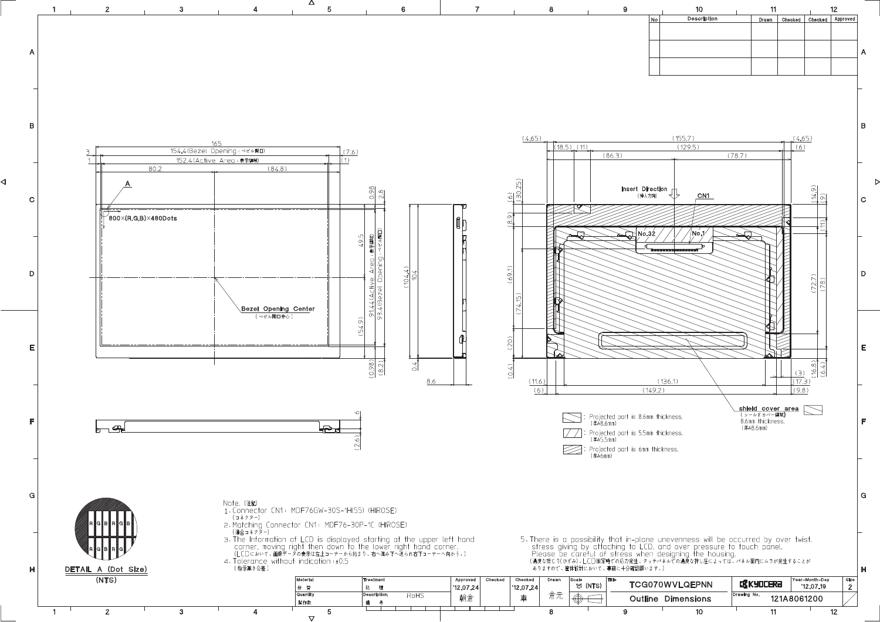Note. (注記)

1. Connector CN1: MDF76GW-30S-1H(55) (HIROSE)
   (コネクター)
2. Matching Connector CN1: MDF76-30P-1C (HIROSE)
   (適合コネクター)
3. The Information of LCD is displayed starting at the upper left hand corner, moving right then down to the lower right hand corner.
   (LCDにおいて、画像データの表示は左上コーナーから始まり、右へ進み下へ送られ右下コーナーへ向かう。)
4. Tolerance without indication: ±0.5
   (指示無き公差)
5. There is a possibility that in-plane unevenness will be occurred by over twist, stress giving by attaching to LCD, and over pressure to touch panel. Please be careful of stress when designing the housing.
   (過度な捻り(ひずみ)、LCD固定時での応力発生、タッチパネルでの過度な押し圧によっては、パネル面内にムラが発生することがありますので、筐体設計において、事前に十分確認願います。)

DETAIL A (Dot Size) (NTS)

800×(R,G,B)×480Dots

Bezel Opening Center (ベゼル開口中心)

Insert Direction (挿入方向)

CN1

shield cover area (シールドカバー領域) 8.6mm thickness. (厚み8.6mm)

: Projected part is 8.6mm thickness. (厚み8.6mm)

: Projected part is 5.5mm thickness. (厚み5.5mm)

: Projected part is 6mm thickness. (厚み6mm)

| No | Description | Drawn | Checked | Checked | Approved |
|---|---|---|---|---|---|
| | | | | | |
| | | | | | |

| Material 材質 | Treatment 処理 | Approved | Checked | Checked | Drawn | Scale | Title | | Year-Month-Day | Size |
|---|---|---|---|---|---|---|---|---|---|---|
| | | '12.07.24 | | '12.07.24 | | 1:1 (NTS) | TCG070WVLQEPNN | KYOCERA | '12.07.19 | 2 |
| Quantity 製作数 | Description: 備考 RoHS | 朝倉 | | 車 | 倉元 | | Outline Dimensions | Drawing No. 121A8061200 | | |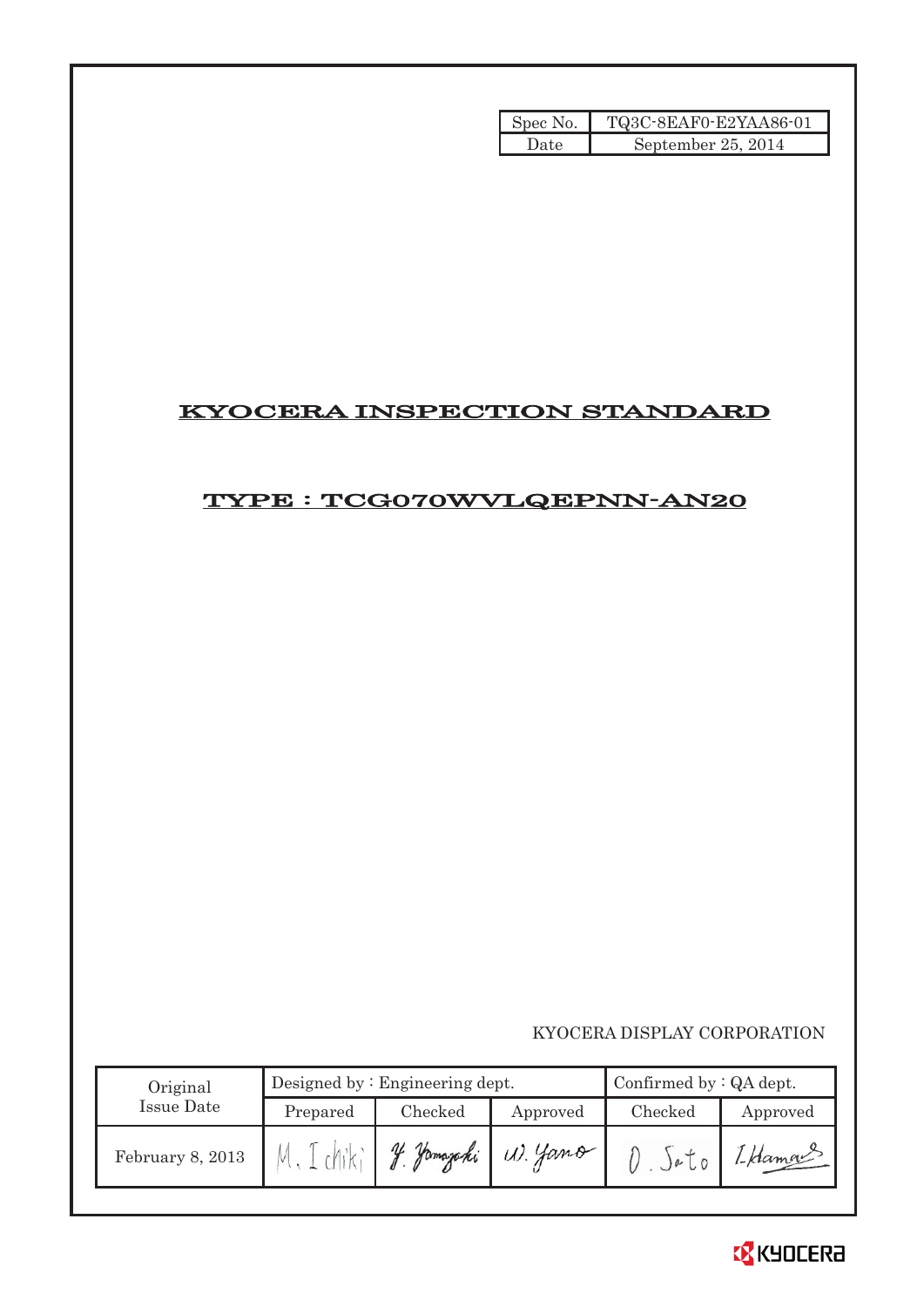| Spec No. | TQ3C-8EAF0-E2YAA86-01 |
|---|---|
| Date | September 25, 2014 |

# KYOCERA INSPECTION STANDARD

## TYPE : TCG070WVLQEPNN-AN20

KYOCERA DISPLAY CORPORATION

| Original Issue Date | Designed by : Engineering dept. | | | Confirmed by : QA dept. | |
|---|---|---|---|---|---|
| | Prepared | Checked | Approved | Checked | Approved |
| February 8, 2013 | M. Ichiki | Y. Yamazaki | W. Yano | O. Sato | I. Hamada |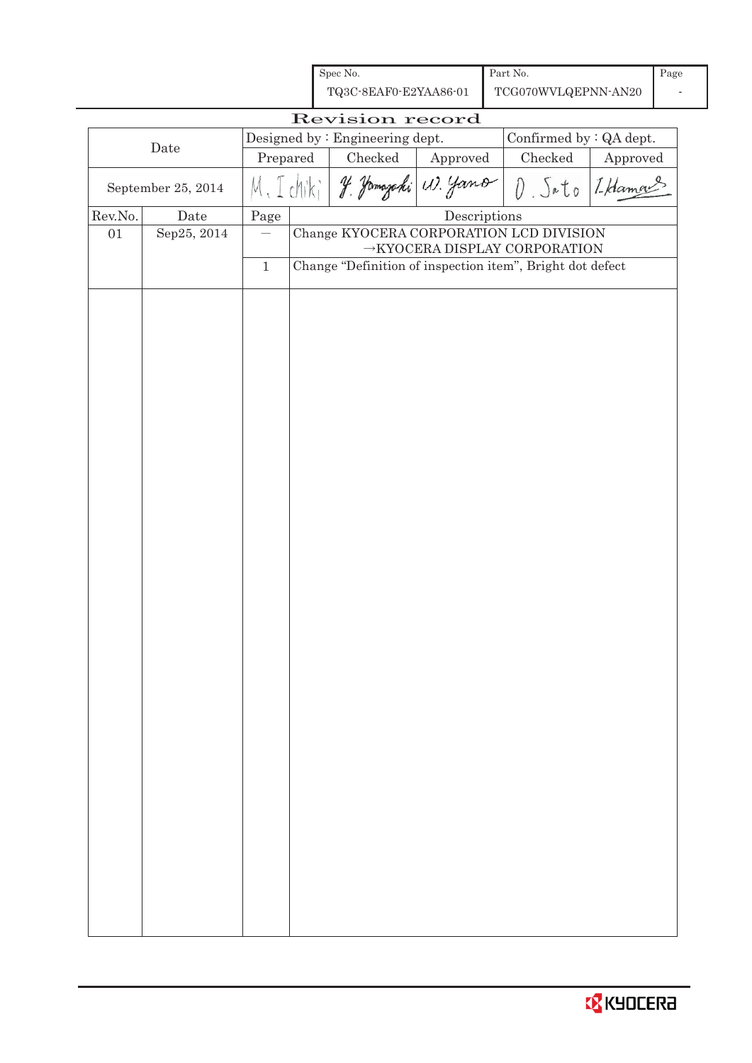| Spec No. | Part No. | Page |
|---|---|---|
| TQ3C-8EAF0-E2YAA86-01 | TCG070WVLQEPNN-AN20 | - |

# Revision record

| Date | Designed by : Engineering dept. | | | Confirmed by : QA dept. | |
|---|---|---|---|---|---|
| | Prepared | Checked | Approved | Checked | Approved |
| September 25, 2014 | M. Ichiki | Y. Yamazaki | W. Yano | O. Sato | I. Hamao |

| Rev.No. | Date | Page | Descriptions |
|---|---|---|---|
| 01 | Sep25, 2014 | — | Change KYOCERA CORPORATION LCD DIVISION →KYOCERA DISPLAY CORPORATION |
| | | 1 | Change "Definition of inspection item", Bright dot defect |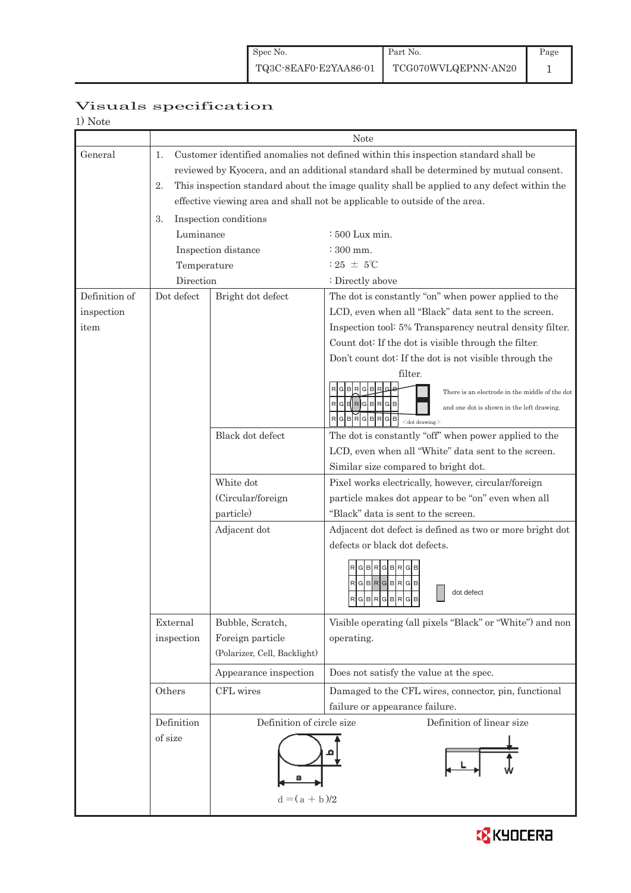# Visuals specification

1) Note

| | | | Note |
|---|---|---|---|
| General | 1. Customer identified anomalies not defined within this inspection standard shall be reviewed by Kyocera, and an additional standard shall be determined by mutual consent.<br>2. This inspection standard about the image quality shall be applied to any defect within the effective viewing area and shall not be applicable to outside of the area.<br>3. Inspection conditions<br>Luminance : 500 Lux min.<br>Inspection distance : 300 mm.<br>Temperature : 25 ± 5℃<br>Direction : Directly above | | |
| Definition of inspection item | Dot defect | Bright dot defect | The dot is constantly "on" when power applied to the LCD, even when all "Black" data sent to the screen.<br>Inspection tool: 5% Transparency neutral density filter.<br>Count dot: If the dot is visible through the filter.<br>Don't count dot: If the dot is not visible through the filter.<br>There is an electrode in the middle of the dot and one dot is shown in the left drawing.<br><dot drawing> |
| | | Black dot defect | The dot is constantly "off" when power applied to the LCD, even when all "White" data sent to the screen.<br>Similar size compared to bright dot. |
| | | White dot (Circular/foreign particle) | Pixel works electrically, however, circular/foreign particle makes dot appear to be "on" even when all "Black" data is sent to the screen. |
| | | Adjacent dot | Adjacent dot defect is defined as two or more bright dot defects or black dot defects.<br>dot defect |
| | External inspection | Bubble, Scratch, Foreign particle (Polarizer, Cell, Backlight) | Visible operating (all pixels "Black" or "White") and non operating. |
| | | Appearance inspection | Does not satisfy the value at the spec. |
| | Others | CFL wires | Damaged to the CFL wires, connector, pin, functional failure or appearance failure. |
| | Definition of size | Definition of circle size<br>$d = (a + b)/2$ | Definition of linear size<br>L, W |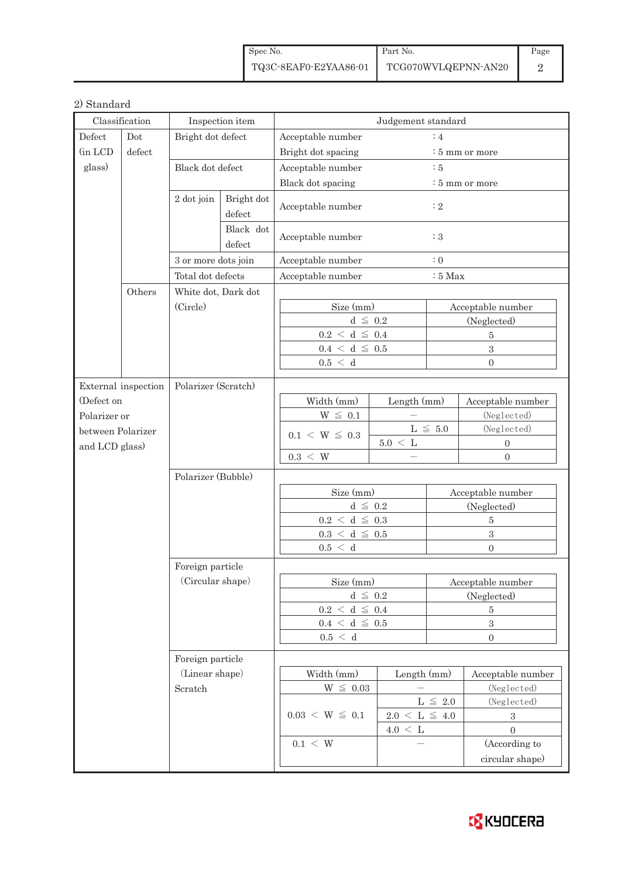2) Standard

| Classification | | Inspection item | | Judgement standard |
|---|---|---|---|---|
| Defect (in LCD glass) | Dot defect | Bright dot defect | | Acceptable number : 4<br>Bright dot spacing : 5 mm or more |
| | | Black dot defect | | Acceptable number : 5<br>Black dot spacing : 5 mm or more |
| | | 2 dot join | Bright dot defect | Acceptable number : 2 |
| | | | Black dot defect | Acceptable number : 3 |
| | | 3 or more dots join | | Acceptable number : 0 |
| | | Total dot defects | | Acceptable number : 5 Max |
| | Others | White dot, Dark dot (Circle) | | See table A |
| External inspection (Defect on Polarizer or between Polarizer and LCD glass) | | Polarizer (Scratch) | | See table B |
| | | Polarizer (Bubble) | | See table C |
| | | Foreign particle (Circular shape) | | See table D |
| | | Foreign particle (Linear shape) Scratch | | See table E |

Table A – White dot, Dark dot (Circle)

| Size (mm) | Acceptable number |
|---|---|
| d ≦ 0.2 | (Neglected) |
| 0.2 < d ≦ 0.4 | 5 |
| 0.4 < d ≦ 0.5 | 3 |
| 0.5 < d | 0 |

Table B – Polarizer (Scratch)

| Width (mm) | Length (mm) | Acceptable number |
|---|---|---|
| W ≦ 0.1 | — | (Neglected) |
| 0.1 < W ≦ 0.3 | L ≦ 5.0 | (Neglected) |
| | 5.0 < L | 0 |
| 0.3 < W | — | 0 |

Table C – Polarizer (Bubble)

| Size (mm) | Acceptable number |
|---|---|
| d ≦ 0.2 | (Neglected) |
| 0.2 < d ≦ 0.3 | 5 |
| 0.3 < d ≦ 0.5 | 3 |
| 0.5 < d | 0 |

Table D – Foreign particle (Circular shape)

| Size (mm) | Acceptable number |
|---|---|
| d ≦ 0.2 | (Neglected) |
| 0.2 < d ≦ 0.4 | 5 |
| 0.4 < d ≦ 0.5 | 3 |
| 0.5 < d | 0 |

Table E – Foreign particle (Linear shape), Scratch

| Width (mm) | Length (mm) | Acceptable number |
|---|---|---|
| W ≦ 0.03 | — | (Neglected) |
| 0.03 < W ≦ 0.1 | L ≦ 2.0 | (Neglected) |
| | 2.0 < L ≦ 4.0 | 3 |
| | 4.0 < L | 0 |
| 0.1 < W | — | (According to circular shape) |